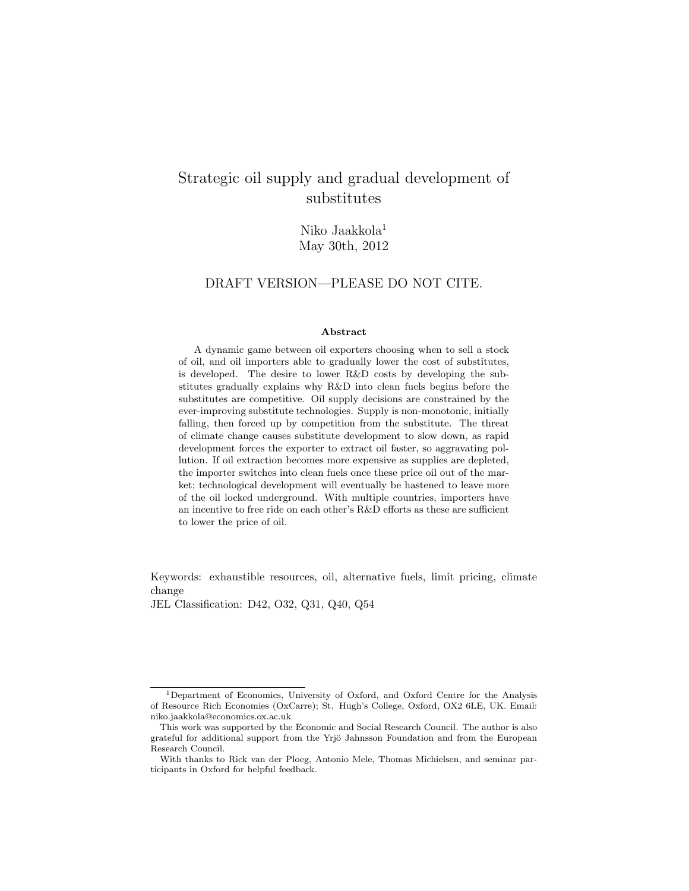# Strategic oil supply and gradual development of substitutes

Niko Jaakkola[1]
May 30th, 2012

DRAFT VERSION—PLEASE DO NOT CITE.

### Abstract

A dynamic game between oil exporters choosing when to sell a stock of oil, and oil importers able to gradually lower the cost of substitutes, is developed. The desire to lower R&D costs by developing the substitutes gradually explains why R&D into clean fuels begins before the substitutes are competitive. Oil supply decisions are constrained by the ever-improving substitute technologies. Supply is non-monotonic, initially falling, then forced up by competition from the substitute. The threat of climate change causes substitute development to slow down, as rapid development forces the exporter to extract oil faster, so aggravating pollution. If oil extraction becomes more expensive as supplies are depleted, the importer switches into clean fuels once these price oil out of the market; technological development will eventually be hastened to leave more of the oil locked underground. With multiple countries, importers have an incentive to free ride on each other's R&D efforts as these are sufficient to lower the price of oil.

Keywords: exhaustible resources, oil, alternative fuels, limit pricing, climate change

JEL Classification: D42, O32, Q31, Q40, Q54

---

[1] Department of Economics, University of Oxford, and Oxford Centre for the Analysis of Resource Rich Economies (OxCarre); St. Hugh's College, Oxford, OX2 6LE, UK. Email: niko.jaakkola@economics.ox.ac.uk

This work was supported by the Economic and Social Research Council. The author is also grateful for additional support from the Yrjö Jahnsson Foundation and from the European Research Council.

With thanks to Rick van der Ploeg, Antonio Mele, Thomas Michielsen, and seminar participants in Oxford for helpful feedback.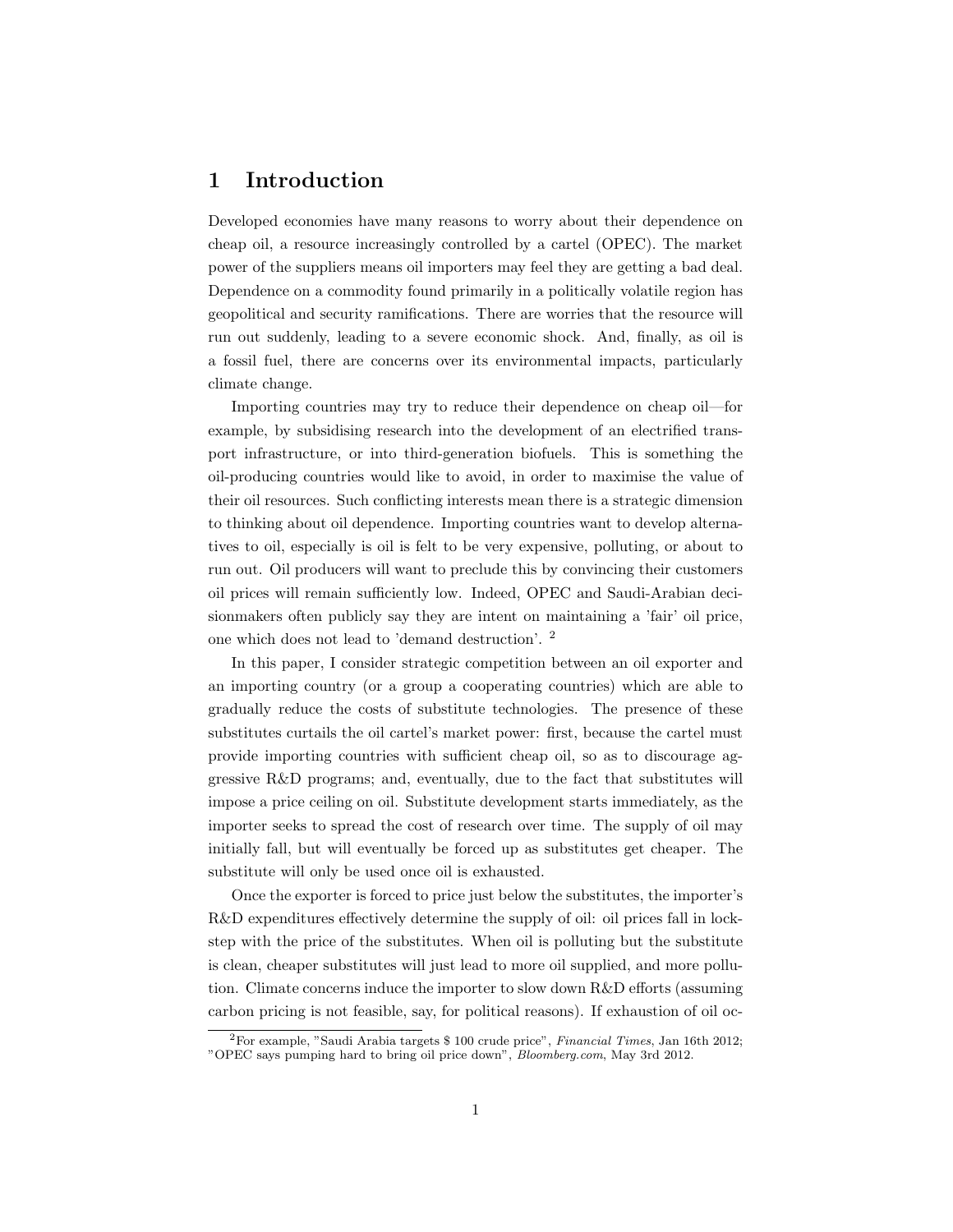# 1 Introduction

Developed economies have many reasons to worry about their dependence on cheap oil, a resource increasingly controlled by a cartel (OPEC). The market power of the suppliers means oil importers may feel they are getting a bad deal. Dependence on a commodity found primarily in a politically volatile region has geopolitical and security ramifications. There are worries that the resource will run out suddenly, leading to a severe economic shock. And, finally, as oil is a fossil fuel, there are concerns over its environmental impacts, particularly climate change.

Importing countries may try to reduce their dependence on cheap oil—for example, by subsidising research into the development of an electrified transport infrastructure, or into third-generation biofuels. This is something the oil-producing countries would like to avoid, in order to maximise the value of their oil resources. Such conflicting interests mean there is a strategic dimension to thinking about oil dependence. Importing countries want to develop alternatives to oil, especially is oil is felt to be very expensive, polluting, or about to run out. Oil producers will want to preclude this by convincing their customers oil prices will remain sufficiently low. Indeed, OPEC and Saudi-Arabian decisionmakers often publicly say they are intent on maintaining a 'fair' oil price, one which does not lead to 'demand destruction'. [2]

In this paper, I consider strategic competition between an oil exporter and an importing country (or a group a cooperating countries) which are able to gradually reduce the costs of substitute technologies. The presence of these substitutes curtails the oil cartel's market power: first, because the cartel must provide importing countries with sufficient cheap oil, so as to discourage aggressive R&D programs; and, eventually, due to the fact that substitutes will impose a price ceiling on oil. Substitute development starts immediately, as the importer seeks to spread the cost of research over time. The supply of oil may initially fall, but will eventually be forced up as substitutes get cheaper. The substitute will only be used once oil is exhausted.

Once the exporter is forced to price just below the substitutes, the importer's R&D expenditures effectively determine the supply of oil: oil prices fall in lockstep with the price of the substitutes. When oil is polluting but the substitute is clean, cheaper substitutes will just lead to more oil supplied, and more pollution. Climate concerns induce the importer to slow down R&D efforts (assuming carbon pricing is not feasible, say, for political reasons). If exhaustion of oil oc-

[2] For example, "Saudi Arabia targets $ 100 crude price", *Financial Times*, Jan 16th 2012; "OPEC says pumping hard to bring oil price down", *Bloomberg.com*, May 3rd 2012.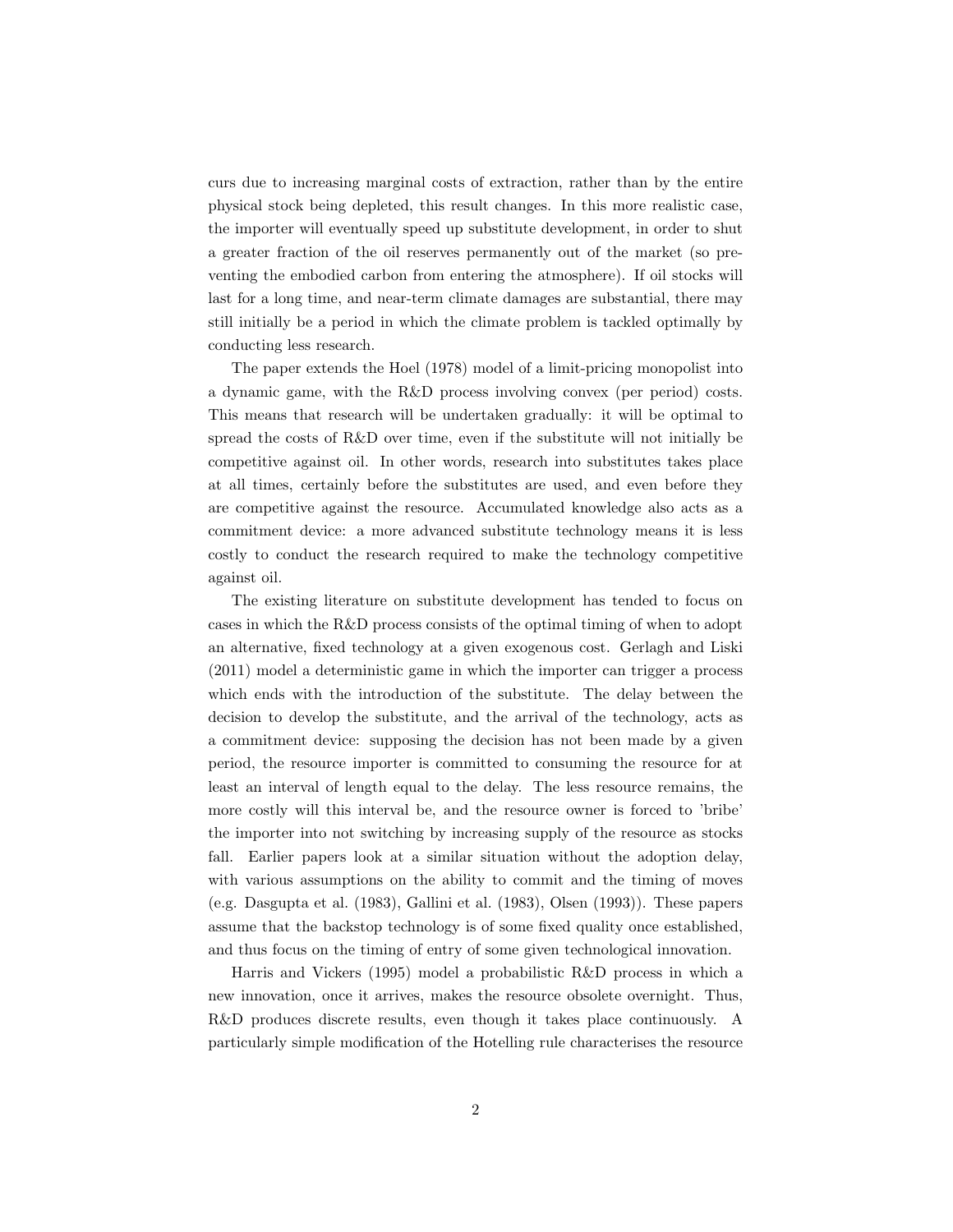curs due to increasing marginal costs of extraction, rather than by the entire physical stock being depleted, this result changes. In this more realistic case, the importer will eventually speed up substitute development, in order to shut a greater fraction of the oil reserves permanently out of the market (so preventing the embodied carbon from entering the atmosphere). If oil stocks will last for a long time, and near-term climate damages are substantial, there may still initially be a period in which the climate problem is tackled optimally by conducting less research.

The paper extends the Hoel (1978) model of a limit-pricing monopolist into a dynamic game, with the R&D process involving convex (per period) costs. This means that research will be undertaken gradually: it will be optimal to spread the costs of R&D over time, even if the substitute will not initially be competitive against oil. In other words, research into substitutes takes place at all times, certainly before the substitutes are used, and even before they are competitive against the resource. Accumulated knowledge also acts as a commitment device: a more advanced substitute technology means it is less costly to conduct the research required to make the technology competitive against oil.

The existing literature on substitute development has tended to focus on cases in which the R&D process consists of the optimal timing of when to adopt an alternative, fixed technology at a given exogenous cost. Gerlagh and Liski (2011) model a deterministic game in which the importer can trigger a process which ends with the introduction of the substitute. The delay between the decision to develop the substitute, and the arrival of the technology, acts as a commitment device: supposing the decision has not been made by a given period, the resource importer is committed to consuming the resource for at least an interval of length equal to the delay. The less resource remains, the more costly will this interval be, and the resource owner is forced to 'bribe' the importer into not switching by increasing supply of the resource as stocks fall. Earlier papers look at a similar situation without the adoption delay, with various assumptions on the ability to commit and the timing of moves (e.g. Dasgupta et al. (1983), Gallini et al. (1983), Olsen (1993)). These papers assume that the backstop technology is of some fixed quality once established, and thus focus on the timing of entry of some given technological innovation.

Harris and Vickers (1995) model a probabilistic R&D process in which a new innovation, once it arrives, makes the resource obsolete overnight. Thus, R&D produces discrete results, even though it takes place continuously. A particularly simple modification of the Hotelling rule characterises the resource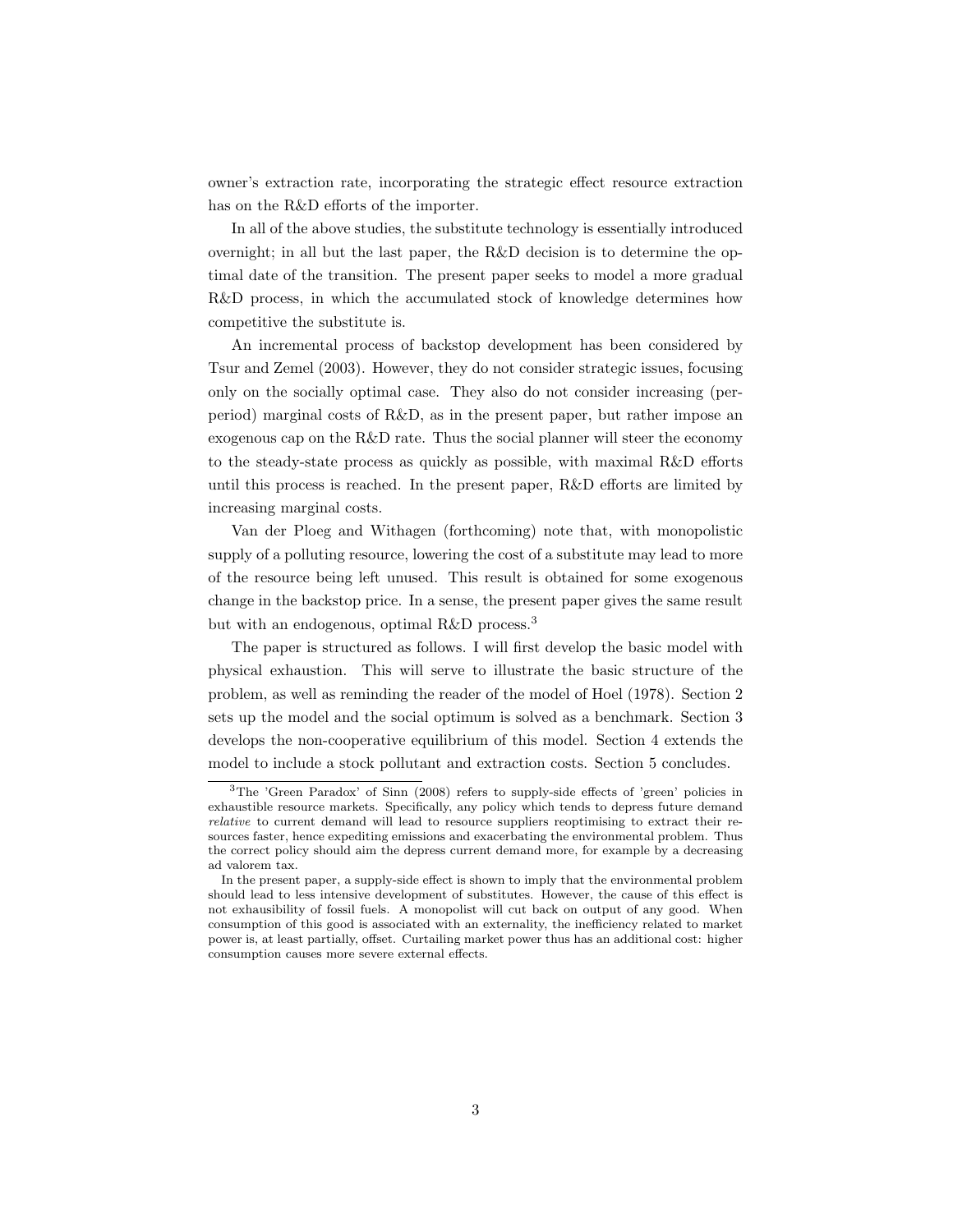owner's extraction rate, incorporating the strategic effect resource extraction has on the R&D efforts of the importer.

In all of the above studies, the substitute technology is essentially introduced overnight; in all but the last paper, the R&D decision is to determine the optimal date of the transition. The present paper seeks to model a more gradual R&D process, in which the accumulated stock of knowledge determines how competitive the substitute is.

An incremental process of backstop development has been considered by Tsur and Zemel (2003). However, they do not consider strategic issues, focusing only on the socially optimal case. They also do not consider increasing (per-period) marginal costs of R&D, as in the present paper, but rather impose an exogenous cap on the R&D rate. Thus the social planner will steer the economy to the steady-state process as quickly as possible, with maximal R&D efforts until this process is reached. In the present paper, R&D efforts are limited by increasing marginal costs.

Van der Ploeg and Withagen (forthcoming) note that, with monopolistic supply of a polluting resource, lowering the cost of a substitute may lead to more of the resource being left unused. This result is obtained for some exogenous change in the backstop price. In a sense, the present paper gives the same result but with an endogenous, optimal R&D process.[3]

The paper is structured as follows. I will first develop the basic model with physical exhaustion. This will serve to illustrate the basic structure of the problem, as well as reminding the reader of the model of Hoel (1978). Section 2 sets up the model and the social optimum is solved as a benchmark. Section 3 develops the non-cooperative equilibrium of this model. Section 4 extends the model to include a stock pollutant and extraction costs. Section 5 concludes.

[3] The 'Green Paradox' of Sinn (2008) refers to supply-side effects of 'green' policies in exhaustible resource markets. Specifically, any policy which tends to depress future demand *relative* to current demand will lead to resource suppliers reoptimising to extract their resources faster, hence expediting emissions and exacerbating the environmental problem. Thus the correct policy should aim the depress current demand more, for example by a decreasing ad valorem tax.

In the present paper, a supply-side effect is shown to imply that the environmental problem should lead to less intensive development of substitutes. However, the cause of this effect is not exhausibility of fossil fuels. A monopolist will cut back on output of any good. When consumption of this good is associated with an externality, the inefficiency related to market power is, at least partially, offset. Curtailing market power thus has an additional cost: higher consumption causes more severe external effects.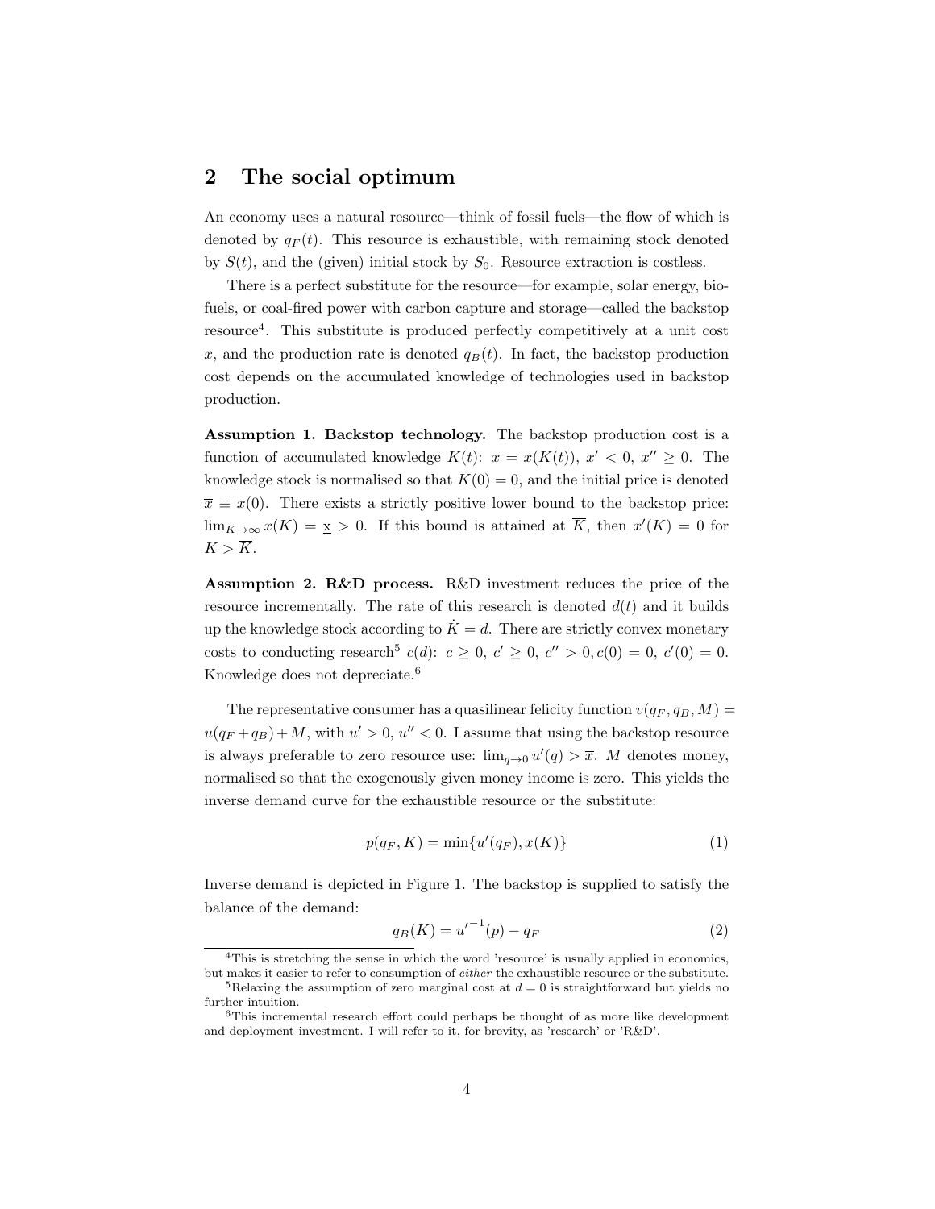## 2 The social optimum

An economy uses a natural resource—think of fossil fuels—the flow of which is denoted by $q_F(t)$. This resource is exhaustible, with remaining stock denoted by $S(t)$, and the (given) initial stock by $S_0$. Resource extraction is costless.

There is a perfect substitute for the resource—for example, solar energy, biofuels, or coal-fired power with carbon capture and storage—called the backstop resource[4]. This substitute is produced perfectly competitively at a unit cost $x$, and the production rate is denoted $q_B(t)$. In fact, the backstop production cost depends on the accumulated knowledge of technologies used in backstop production.

**Assumption 1. Backstop technology.** The backstop production cost is a function of accumulated knowledge $K(t)$: $x = x(K(t))$, $x' < 0$, $x'' \geq 0$. The knowledge stock is normalised so that $K(0) = 0$, and the initial price is denoted $\overline{x} \equiv x(0)$. There exists a strictly positive lower bound to the backstop price: $\lim_{K \to \infty} x(K) = \underline{x} > 0$. If this bound is attained at $\overline{K}$, then $x'(K) = 0$ for $K > \overline{K}$.

**Assumption 2. R&D process.** R&D investment reduces the price of the resource incrementally. The rate of this research is denoted $d(t)$ and it builds up the knowledge stock according to $\dot{K} = d$. There are strictly convex monetary costs to conducting research[5] $c(d)$: $c \geq 0$, $c' \geq 0$, $c'' > 0, c(0) = 0$, $c'(0) = 0$. Knowledge does not depreciate.[6]

The representative consumer has a quasilinear felicity function $v(q_F, q_B, M) = u(q_F + q_B) + M$, with $u' > 0$, $u'' < 0$. I assume that using the backstop resource is always preferable to zero resource use: $\lim_{q \to 0} u'(q) > \overline{x}$. $M$ denotes money, normalised so that the exogenously given money income is zero. This yields the inverse demand curve for the exhaustible resource or the substitute:

$$p(q_F, K) = \min\{u'(q_F), x(K)\} \tag{1}$$

Inverse demand is depicted in Figure 1. The backstop is supplied to satisfy the balance of the demand:

$$q_B(K) = u'^{-1}(p) - q_F \tag{2}$$

[4] This is stretching the sense in which the word 'resource' is usually applied in economics, but makes it easier to refer to consumption of *either* the exhaustible resource or the substitute.

[5] Relaxing the assumption of zero marginal cost at $d = 0$ is straightforward but yields no further intuition.

[6] This incremental research effort could perhaps be thought of as more like development and deployment investment. I will refer to it, for brevity, as 'research' or 'R&D'.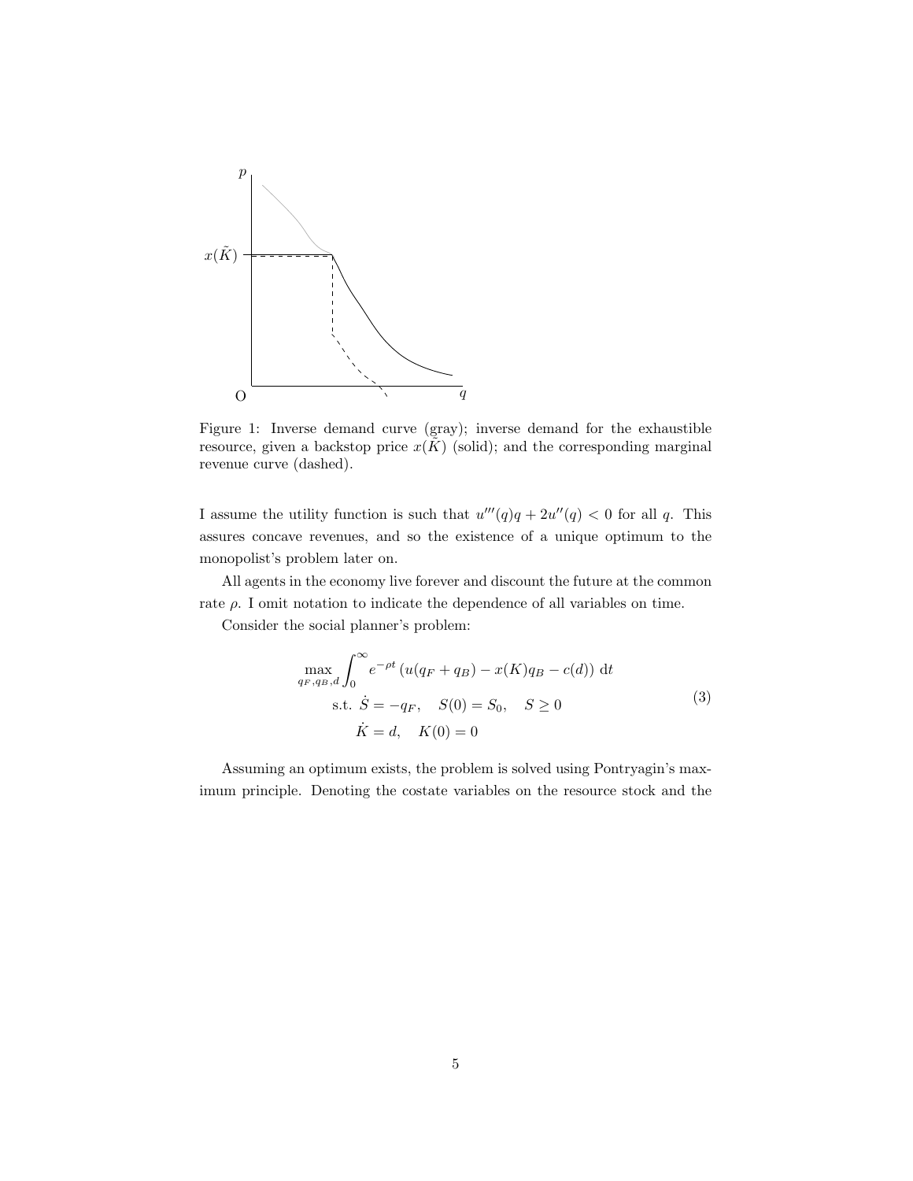Figure 1: Inverse demand curve (gray); inverse demand for the exhaustible resource, given a backstop price $x(\tilde{K})$ (solid); and the corresponding marginal revenue curve (dashed).

I assume the utility function is such that $u'''(q)q + 2u''(q) < 0$ for all $q$. This assures concave revenues, and so the existence of a unique optimum to the monopolist's problem later on.

All agents in the economy live forever and discount the future at the common rate $\rho$. I omit notation to indicate the dependence of all variables on time.

Consider the social planner's problem:

$$
\begin{aligned}
\max_{q_F, q_B, d} \int_0^\infty & e^{-\rho t} \left( u(q_F + q_B) - x(K)q_B - c(d) \right) \, \mathrm{d}t \\
\text{s.t. } & \dot{S} = -q_F, \quad S(0) = S_0, \quad S \geq 0 \\
& \dot{K} = d, \quad K(0) = 0
\end{aligned}
\tag{3}
$$

Assuming an optimum exists, the problem is solved using Pontryagin's maximum principle. Denoting the costate variables on the resource stock and the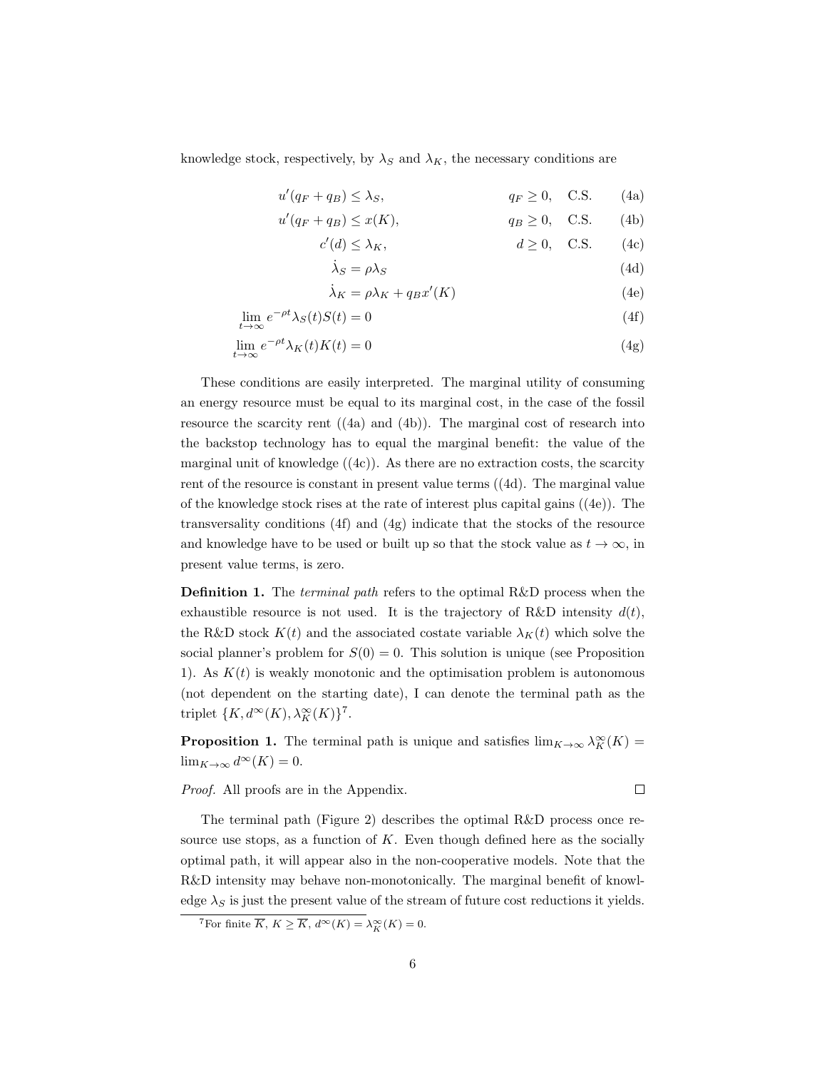knowledge stock, respectively, by $\lambda_S$ and $\lambda_K$, the necessary conditions are

$$u'(q_F + q_B) \leq \lambda_S, \qquad q_F \geq 0, \quad \text{C.S.} \tag{4a}$$

$$u'(q_F + q_B) \leq x(K), \qquad q_B \geq 0, \quad \text{C.S.} \tag{4b}$$

$$c'(d) \leq \lambda_K, \qquad d \geq 0, \quad \text{C.S.} \tag{4c}$$

$$\dot{\lambda}_S = \rho \lambda_S \tag{4d}$$

$$\dot{\lambda}_K = \rho \lambda_K + q_B x'(K) \tag{4e}$$

$$\lim_{t \to \infty} e^{-\rho t} \lambda_S(t) S(t) = 0 \tag{4f}$$

$$\lim_{t \to \infty} e^{-\rho t} \lambda_K(t) K(t) = 0 \tag{4g}$$

These conditions are easily interpreted. The marginal utility of consuming an energy resource must be equal to its marginal cost, in the case of the fossil resource the scarcity rent ((4a) and (4b)). The marginal cost of research into the backstop technology has to equal the marginal benefit: the value of the marginal unit of knowledge ((4c)). As there are no extraction costs, the scarcity rent of the resource is constant in present value terms ((4d). The marginal value of the knowledge stock rises at the rate of interest plus capital gains ((4e)). The transversality conditions (4f) and (4g) indicate that the stocks of the resource and knowledge have to be used or built up so that the stock value as $t \to \infty$, in present value terms, is zero.

**Definition 1.** The *terminal path* refers to the optimal R&D process when the exhaustible resource is not used. It is the trajectory of R&D intensity $d(t)$, the R&D stock $K(t)$ and the associated costate variable $\lambda_K(t)$ which solve the social planner's problem for $S(0) = 0$. This solution is unique (see Proposition 1). As $K(t)$ is weakly monotonic and the optimisation problem is autonomous (not dependent on the starting date), I can denote the terminal path as the triplet $\{K, d^\infty(K), \lambda_K^\infty(K)\}$[7].

**Proposition 1.** The terminal path is unique and satisfies $\lim_{K \to \infty} \lambda_K^\infty(K) = \lim_{K \to \infty} d^\infty(K) = 0$.

*Proof.* All proofs are in the Appendix. □

The terminal path (Figure 2) describes the optimal R&D process once resource use stops, as a function of $K$. Even though defined here as the socially optimal path, it will appear also in the non-cooperative models. Note that the R&D intensity may behave non-monotonically. The marginal benefit of knowledge $\lambda_S$ is just the present value of the stream of future cost reductions it yields.

[7]For finite $\overline{K}$, $K \geq \overline{K}$, $d^\infty(K) = \lambda_K^\infty(K) = 0$.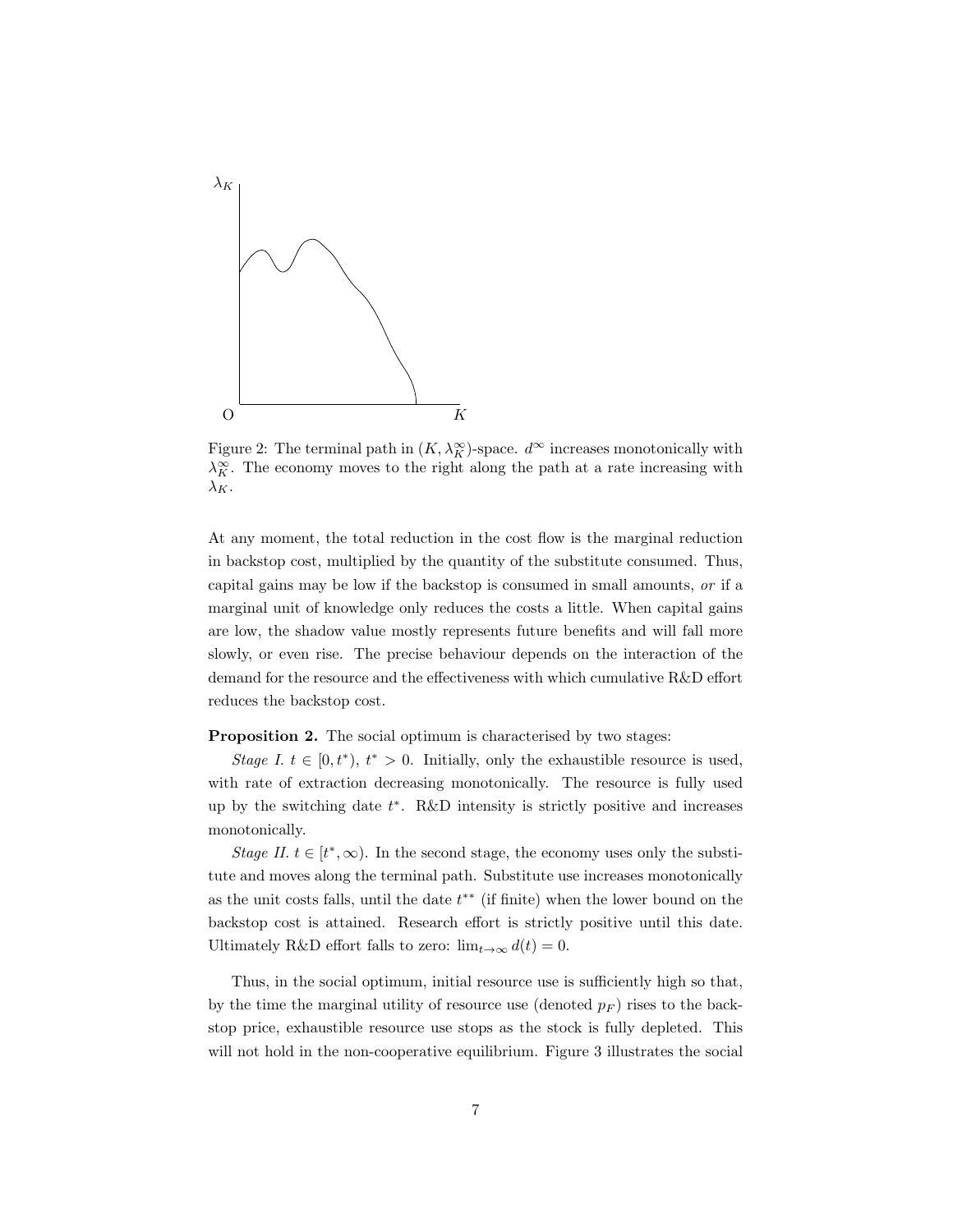Figure 2: The terminal path in $(K, \lambda_K^\infty)$-space. $d^\infty$ increases monotonically with $\lambda_K^\infty$. The economy moves to the right along the path at a rate increasing with $\lambda_K$.

At any moment, the total reduction in the cost flow is the marginal reduction in backstop cost, multiplied by the quantity of the substitute consumed. Thus, capital gains may be low if the backstop is consumed in small amounts, *or* if a marginal unit of knowledge only reduces the costs a little. When capital gains are low, the shadow value mostly represents future benefits and will fall more slowly, or even rise. The precise behaviour depends on the interaction of the demand for the resource and the effectiveness with which cumulative R&D effort reduces the backstop cost.

**Proposition 2.** The social optimum is characterised by two stages:

*Stage I.* $t \in [0, t^*)$, $t^* > 0$. Initially, only the exhaustible resource is used, with rate of extraction decreasing monotonically. The resource is fully used up by the switching date $t^*$. R&D intensity is strictly positive and increases monotonically.

*Stage II.* $t \in [t^*, \infty)$. In the second stage, the economy uses only the substitute and moves along the terminal path. Substitute use increases monotonically as the unit costs falls, until the date $t^{**}$ (if finite) when the lower bound on the backstop cost is attained. Research effort is strictly positive until this date. Ultimately R&D effort falls to zero: $\lim_{t\to\infty} d(t) = 0$.

Thus, in the social optimum, initial resource use is sufficiently high so that, by the time the marginal utility of resource use (denoted $p_F$) rises to the backstop price, exhaustible resource use stops as the stock is fully depleted. This will not hold in the non-cooperative equilibrium. Figure 3 illustrates the social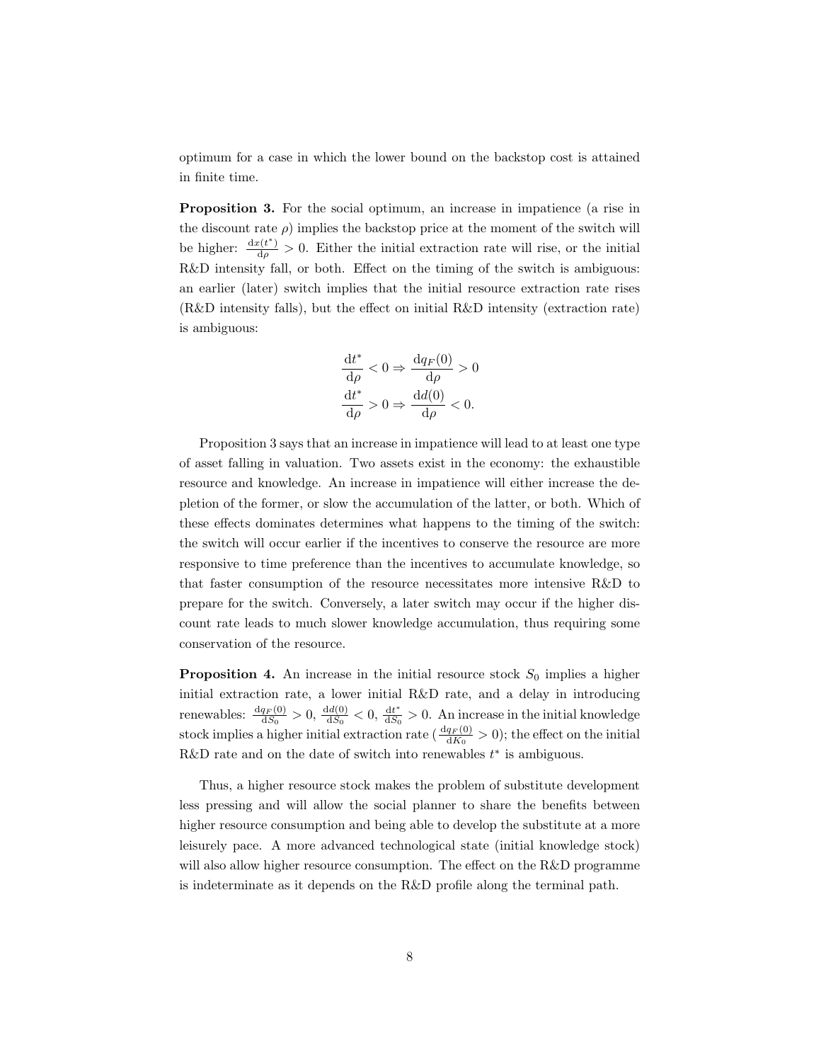optimum for a case in which the lower bound on the backstop cost is attained in finite time.

**Proposition 3.** For the social optimum, an increase in impatience (a rise in the discount rate $\rho$) implies the backstop price at the moment of the switch will be higher: $\frac{\mathrm{d}x(t^*)}{\mathrm{d}\rho} > 0$. Either the initial extraction rate will rise, or the initial R&D intensity fall, or both. Effect on the timing of the switch is ambiguous: an earlier (later) switch implies that the initial resource extraction rate rises (R&D intensity falls), but the effect on initial R&D intensity (extraction rate) is ambiguous:

$$\frac{\mathrm{d}t^*}{\mathrm{d}\rho} < 0 \Rightarrow \frac{\mathrm{d}q_F(0)}{\mathrm{d}\rho} > 0$$
$$\frac{\mathrm{d}t^*}{\mathrm{d}\rho} > 0 \Rightarrow \frac{\mathrm{d}d(0)}{\mathrm{d}\rho} < 0.$$

Proposition 3 says that an increase in impatience will lead to at least one type of asset falling in valuation. Two assets exist in the economy: the exhaustible resource and knowledge. An increase in impatience will either increase the depletion of the former, or slow the accumulation of the latter, or both. Which of these effects dominates determines what happens to the timing of the switch: the switch will occur earlier if the incentives to conserve the resource are more responsive to time preference than the incentives to accumulate knowledge, so that faster consumption of the resource necessitates more intensive R&D to prepare for the switch. Conversely, a later switch may occur if the higher discount rate leads to much slower knowledge accumulation, thus requiring some conservation of the resource.

**Proposition 4.** An increase in the initial resource stock $S_0$ implies a higher initial extraction rate, a lower initial R&D rate, and a delay in introducing renewables: $\frac{\mathrm{d}q_F(0)}{\mathrm{d}S_0} > 0$, $\frac{\mathrm{d}d(0)}{\mathrm{d}S_0} < 0$, $\frac{\mathrm{d}t^*}{\mathrm{d}S_0} > 0$. An increase in the initial knowledge stock implies a higher initial extraction rate ($\frac{\mathrm{d}q_F(0)}{\mathrm{d}K_0} > 0$); the effect on the initial R&D rate and on the date of switch into renewables $t^*$ is ambiguous.

Thus, a higher resource stock makes the problem of substitute development less pressing and will allow the social planner to share the benefits between higher resource consumption and being able to develop the substitute at a more leisurely pace. A more advanced technological state (initial knowledge stock) will also allow higher resource consumption. The effect on the R&D programme is indeterminate as it depends on the R&D profile along the terminal path.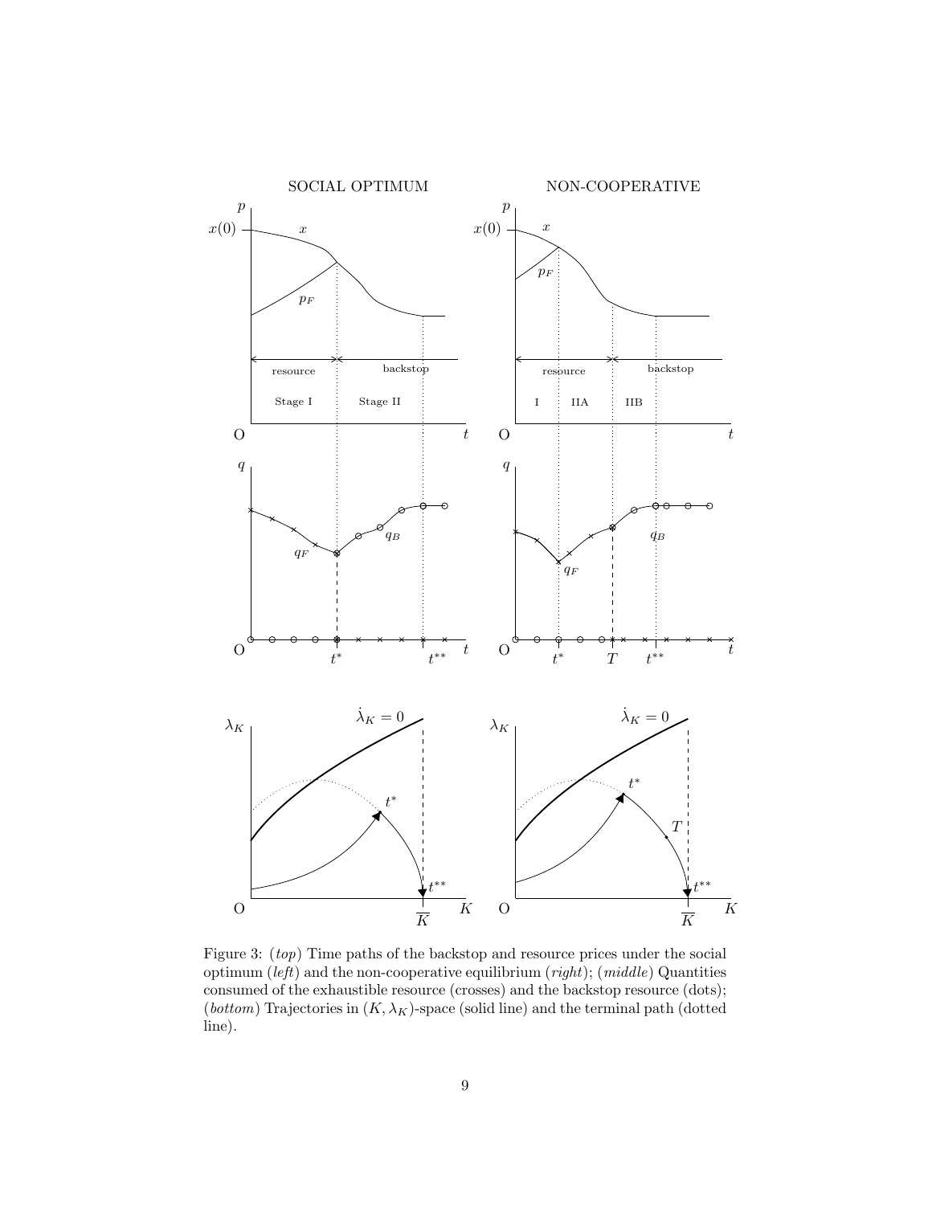Figure 3: (*top*) Time paths of the backstop and resource prices under the social optimum (*left*) and the non-cooperative equilibrium (*right*); (*middle*) Quantities consumed of the exhaustible resource (crosses) and the backstop resource (dots); (*bottom*) Trajectories in $(K, \lambda_K)$-space (solid line) and the terminal path (dotted line).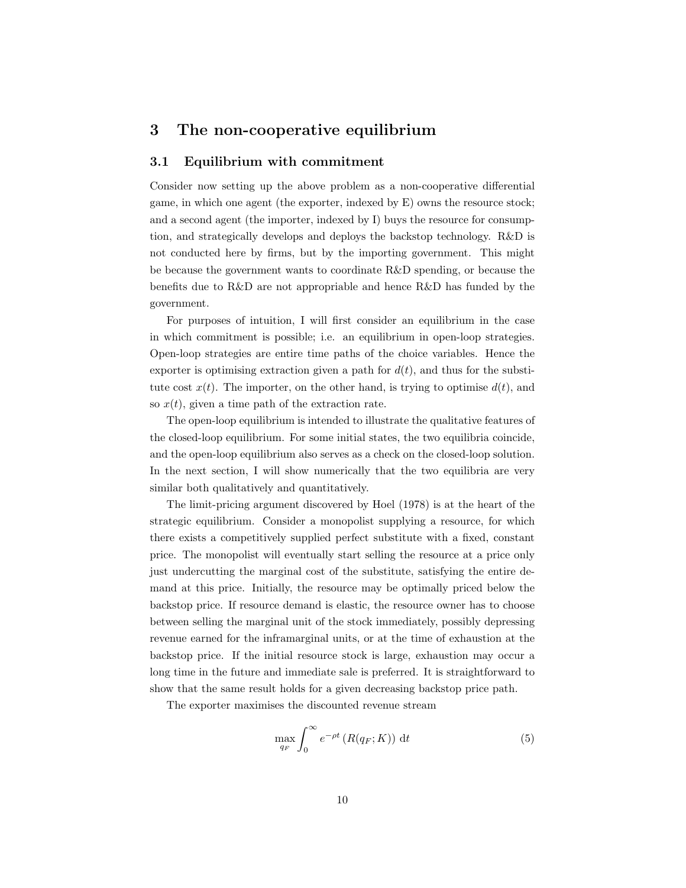# 3 The non-cooperative equilibrium

## 3.1 Equilibrium with commitment

Consider now setting up the above problem as a non-cooperative differential game, in which one agent (the exporter, indexed by E) owns the resource stock; and a second agent (the importer, indexed by I) buys the resource for consumption, and strategically develops and deploys the backstop technology. R&D is not conducted here by firms, but by the importing government. This might be because the government wants to coordinate R&D spending, or because the benefits due to R&D are not appropriable and hence R&D has funded by the government.

For purposes of intuition, I will first consider an equilibrium in the case in which commitment is possible; i.e. an equilibrium in open-loop strategies. Open-loop strategies are entire time paths of the choice variables. Hence the exporter is optimising extraction given a path for $d(t)$, and thus for the substitute cost $x(t)$. The importer, on the other hand, is trying to optimise $d(t)$, and so $x(t)$, given a time path of the extraction rate.

The open-loop equilibrium is intended to illustrate the qualitative features of the closed-loop equilibrium. For some initial states, the two equilibria coincide, and the open-loop equilibrium also serves as a check on the closed-loop solution. In the next section, I will show numerically that the two equilibria are very similar both qualitatively and quantitatively.

The limit-pricing argument discovered by Hoel (1978) is at the heart of the strategic equilibrium. Consider a monopolist supplying a resource, for which there exists a competitively supplied perfect substitute with a fixed, constant price. The monopolist will eventually start selling the resource at a price only just undercutting the marginal cost of the substitute, satisfying the entire demand at this price. Initially, the resource may be optimally priced below the backstop price. If resource demand is elastic, the resource owner has to choose between selling the marginal unit of the stock immediately, possibly depressing revenue earned for the inframarginal units, or at the time of exhaustion at the backstop price. If the initial resource stock is large, exhaustion may occur a long time in the future and immediate sale is preferred. It is straightforward to show that the same result holds for a given decreasing backstop price path.

The exporter maximises the discounted revenue stream

$$\max_{q_F} \int_0^\infty e^{-\rho t} \left(R(q_F; K)\right) \, \mathrm{d}t \tag{5}$$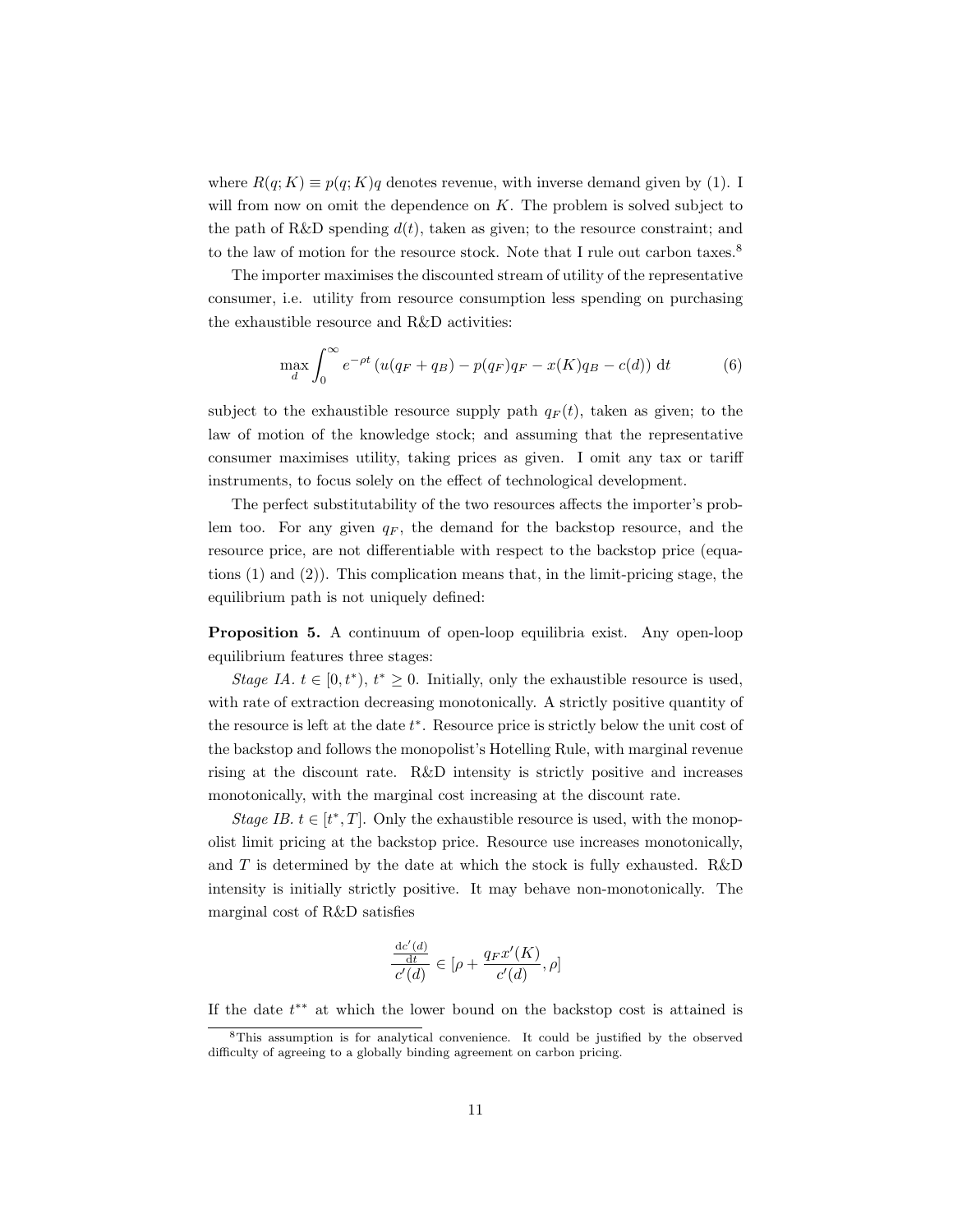where $R(q;K) \equiv p(q;K)q$ denotes revenue, with inverse demand given by (1). I will from now on omit the dependence on $K$. The problem is solved subject to the path of R&D spending $d(t)$, taken as given; to the resource constraint; and to the law of motion for the resource stock. Note that I rule out carbon taxes.[8]

The importer maximises the discounted stream of utility of the representative consumer, i.e. utility from resource consumption less spending on purchasing the exhaustible resource and R&D activities:

$$\max_{d} \int_{0}^{\infty} e^{-\rho t} \left( u(q_F + q_B) - p(q_F)q_F - x(K)q_B - c(d) \right) \, \mathrm{d}t \tag{6}$$

subject to the exhaustible resource supply path $q_F(t)$, taken as given; to the law of motion of the knowledge stock; and assuming that the representative consumer maximises utility, taking prices as given. I omit any tax or tariff instruments, to focus solely on the effect of technological development.

The perfect substitutability of the two resources affects the importer's problem too. For any given $q_F$, the demand for the backstop resource, and the resource price, are not differentiable with respect to the backstop price (equations (1) and (2)). This complication means that, in the limit-pricing stage, the equilibrium path is not uniquely defined:

**Proposition 5.** A continuum of open-loop equilibria exist. Any open-loop equilibrium features three stages:

*Stage IA.* $t \in [0, t^*)$, $t^* \geq 0$. Initially, only the exhaustible resource is used, with rate of extraction decreasing monotonically. A strictly positive quantity of the resource is left at the date $t^*$. Resource price is strictly below the unit cost of the backstop and follows the monopolist's Hotelling Rule, with marginal revenue rising at the discount rate. R&D intensity is strictly positive and increases monotonically, with the marginal cost increasing at the discount rate.

*Stage IB.* $t \in [t^*, T]$. Only the exhaustible resource is used, with the monopolist limit pricing at the backstop price. Resource use increases monotonically, and $T$ is determined by the date at which the stock is fully exhausted. R&D intensity is initially strictly positive. It may behave non-monotonically. The marginal cost of R&D satisfies

$$\frac{\frac{\mathrm{d}c'(d)}{\mathrm{d}t}}{c'(d)} \in [\rho + \frac{q_F x'(K)}{c'(d)}, \rho]$$

If the date $t^{**}$ at which the lower bound on the backstop cost is attained is

[8] This assumption is for analytical convenience. It could be justified by the observed difficulty of agreeing to a globally binding agreement on carbon pricing.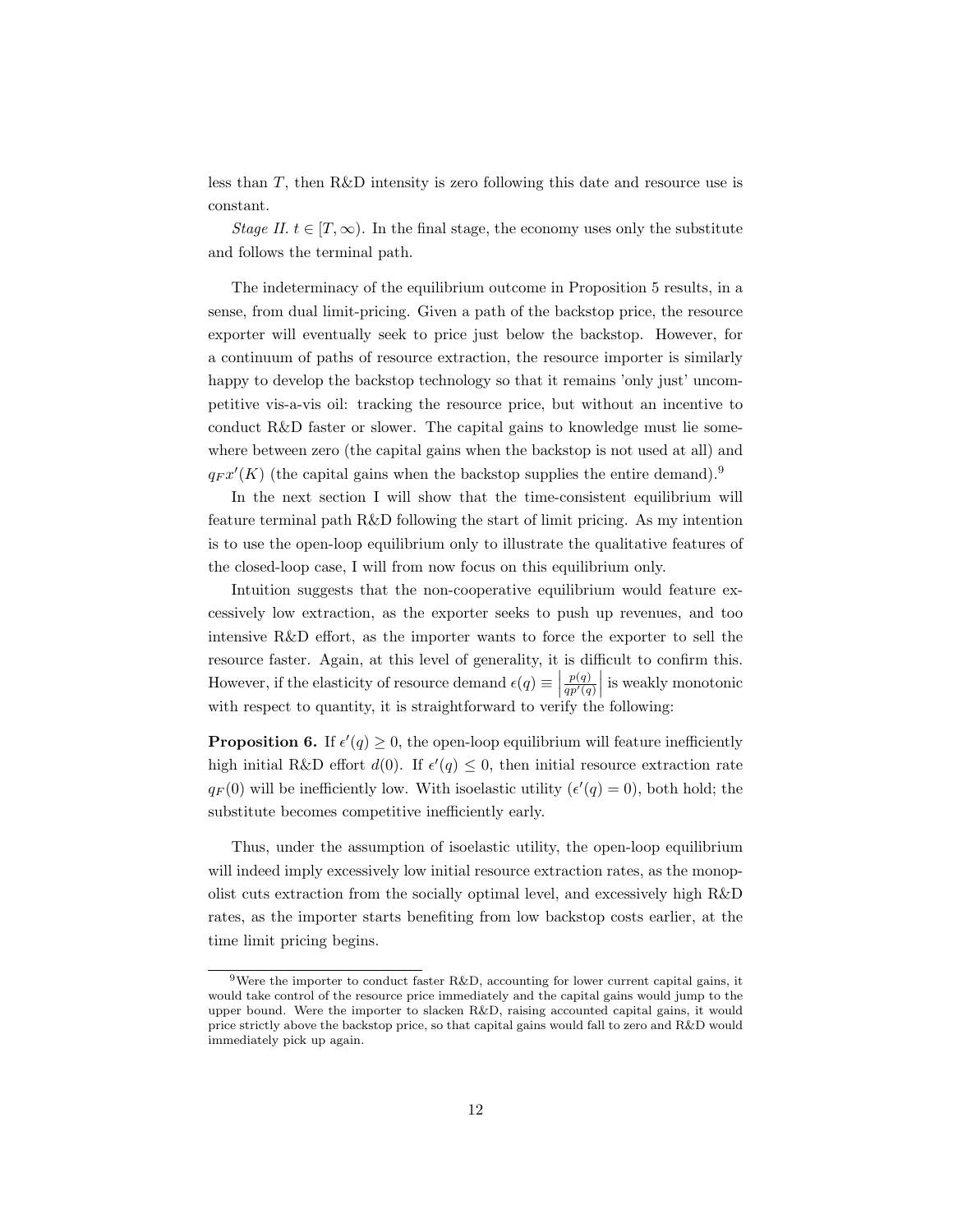less than $T$, then R&D intensity is zero following this date and resource use is constant.

*Stage II.* $t \in [T, \infty)$. In the final stage, the economy uses only the substitute and follows the terminal path.

The indeterminacy of the equilibrium outcome in Proposition 5 results, in a sense, from dual limit-pricing. Given a path of the backstop price, the resource exporter will eventually seek to price just below the backstop. However, for a continuum of paths of resource extraction, the resource importer is similarly happy to develop the backstop technology so that it remains 'only just' uncompetitive vis-a-vis oil: tracking the resource price, but without an incentive to conduct R&D faster or slower. The capital gains to knowledge must lie somewhere between zero (the capital gains when the backstop is not used at all) and $q_F x'(K)$ (the capital gains when the backstop supplies the entire demand).[9]

In the next section I will show that the time-consistent equilibrium will feature terminal path R&D following the start of limit pricing. As my intention is to use the open-loop equilibrium only to illustrate the qualitative features of the closed-loop case, I will from now focus on this equilibrium only.

Intuition suggests that the non-cooperative equilibrium would feature excessively low extraction, as the exporter seeks to push up revenues, and too intensive R&D effort, as the importer wants to force the exporter to sell the resource faster. Again, at this level of generality, it is difficult to confirm this. However, if the elasticity of resource demand $\epsilon(q) \equiv \left|\frac{p(q)}{qp'(q)}\right|$ is weakly monotonic with respect to quantity, it is straightforward to verify the following:

**Proposition 6.** If $\epsilon'(q) \geq 0$, the open-loop equilibrium will feature inefficiently high initial R&D effort $d(0)$. If $\epsilon'(q) \leq 0$, then initial resource extraction rate $q_F(0)$ will be inefficiently low. With isoelastic utility ($\epsilon'(q) = 0$), both hold; the substitute becomes competitive inefficiently early.

Thus, under the assumption of isoelastic utility, the open-loop equilibrium will indeed imply excessively low initial resource extraction rates, as the monopolist cuts extraction from the socially optimal level, and excessively high R&D rates, as the importer starts benefiting from low backstop costs earlier, at the time limit pricing begins.

[9] Were the importer to conduct faster R&D, accounting for lower current capital gains, it would take control of the resource price immediately and the capital gains would jump to the upper bound. Were the importer to slacken R&D, raising accounted capital gains, it would price strictly above the backstop price, so that capital gains would fall to zero and R&D would immediately pick up again.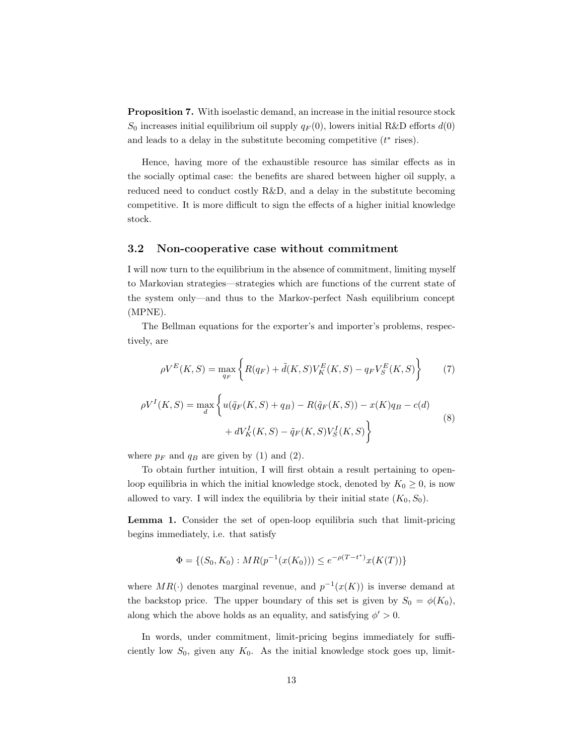**Proposition 7.** With isoelastic demand, an increase in the initial resource stock $S_0$ increases initial equilibrium oil supply $q_F(0)$, lowers initial R&D efforts $d(0)$ and leads to a delay in the substitute becoming competitive ($t^*$ rises).

Hence, having more of the exhaustible resource has similar effects as in the socially optimal case: the benefits are shared between higher oil supply, a reduced need to conduct costly R&D, and a delay in the substitute becoming competitive. It is more difficult to sign the effects of a higher initial knowledge stock.

### 3.2 Non-cooperative case without commitment

I will now turn to the equilibrium in the absence of commitment, limiting myself to Markovian strategies—strategies which are functions of the current state of the system only—and thus to the Markov-perfect Nash equilibrium concept (MPNE).

The Bellman equations for the exporter's and importer's problems, respectively, are

$$\rho V^E(K,S) = \max_{q_F} \left\{ R(q_F) + \tilde{d}(K,S) V_K^E(K,S) - q_F V_S^E(K,S) \right\} \tag{7}$$

$$\begin{aligned} \rho V^I(K,S) = \max_{d} \Big\{ & u(\tilde{q}_F(K,S) + q_B) - R(\tilde{q}_F(K,S)) - x(K) q_B - c(d) \\ & + d V_K^I(K,S) - \tilde{q}_F(K,S) V_S^I(K,S) \Big\} \end{aligned} \tag{8}$$

where $p_F$ and $q_B$ are given by (1) and (2).

To obtain further intuition, I will first obtain a result pertaining to open-loop equilibria in which the initial knowledge stock, denoted by $K_0 \geq 0$, is now allowed to vary. I will index the equilibria by their initial state $(K_0, S_0)$.

**Lemma 1.** Consider the set of open-loop equilibria such that limit-pricing begins immediately, i.e. that satisfy

$$\Phi = \{(S_0, K_0) : MR(p^{-1}(x(K_0))) \leq e^{-\rho(T-t^*)} x(K(T))\}$$

where $MR(\cdot)$ denotes marginal revenue, and $p^{-1}(x(K))$ is inverse demand at the backstop price. The upper boundary of this set is given by $S_0 = \phi(K_0)$, along which the above holds as an equality, and satisfying $\phi' > 0$.

In words, under commitment, limit-pricing begins immediately for sufficiently low $S_0$, given any $K_0$. As the initial knowledge stock goes up, limit-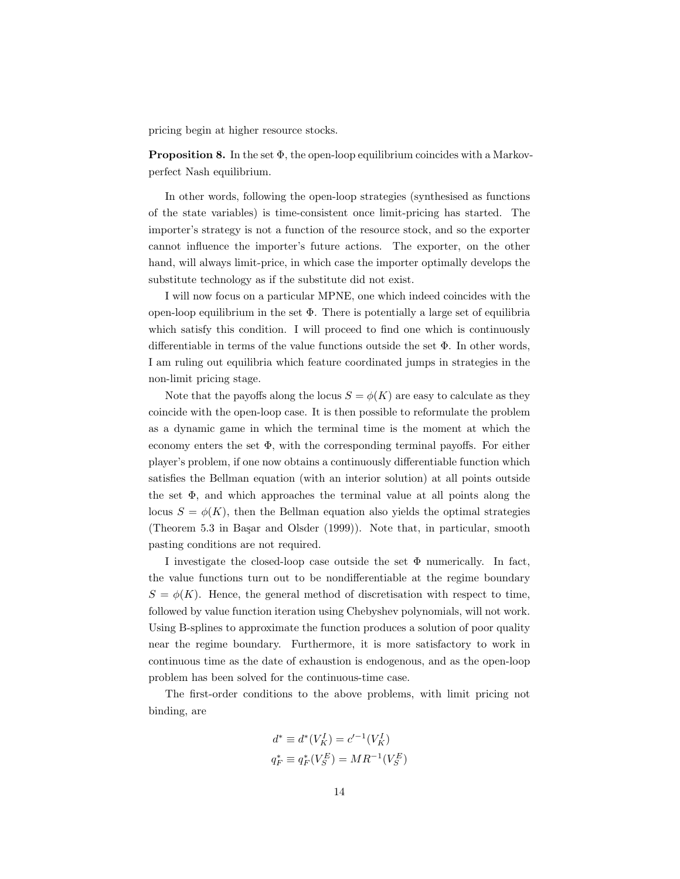pricing begin at higher resource stocks.

**Proposition 8.** In the set $\Phi$, the open-loop equilibrium coincides with a Markov-perfect Nash equilibrium.

In other words, following the open-loop strategies (synthesised as functions of the state variables) is time-consistent once limit-pricing has started. The importer's strategy is not a function of the resource stock, and so the exporter cannot influence the importer's future actions. The exporter, on the other hand, will always limit-price, in which case the importer optimally develops the substitute technology as if the substitute did not exist.

I will now focus on a particular MPNE, one which indeed coincides with the open-loop equilibrium in the set $\Phi$. There is potentially a large set of equilibria which satisfy this condition. I will proceed to find one which is continuously differentiable in terms of the value functions outside the set $\Phi$. In other words, I am ruling out equilibria which feature coordinated jumps in strategies in the non-limit pricing stage.

Note that the payoffs along the locus $S = \phi(K)$ are easy to calculate as they coincide with the open-loop case. It is then possible to reformulate the problem as a dynamic game in which the terminal time is the moment at which the economy enters the set $\Phi$, with the corresponding terminal payoffs. For either player's problem, if one now obtains a continuously differentiable function which satisfies the Bellman equation (with an interior solution) at all points outside the set $\Phi$, and which approaches the terminal value at all points along the locus $S = \phi(K)$, then the Bellman equation also yields the optimal strategies (Theorem 5.3 in Başar and Olsder (1999)). Note that, in particular, smooth pasting conditions are not required.

I investigate the closed-loop case outside the set $\Phi$ numerically. In fact, the value functions turn out to be nondifferentiable at the regime boundary $S = \phi(K)$. Hence, the general method of discretisation with respect to time, followed by value function iteration using Chebyshev polynomials, will not work. Using B-splines to approximate the function produces a solution of poor quality near the regime boundary. Furthermore, it is more satisfactory to work in continuous time as the date of exhaustion is endogenous, and as the open-loop problem has been solved for the continuous-time case.

The first-order conditions to the above problems, with limit pricing not binding, are

$$d^* \equiv d^*(V_K^I) = c'^{-1}(V_K^I)$$
$$q_F^* \equiv q_F^*(V_S^E) = MR^{-1}(V_S^E)$$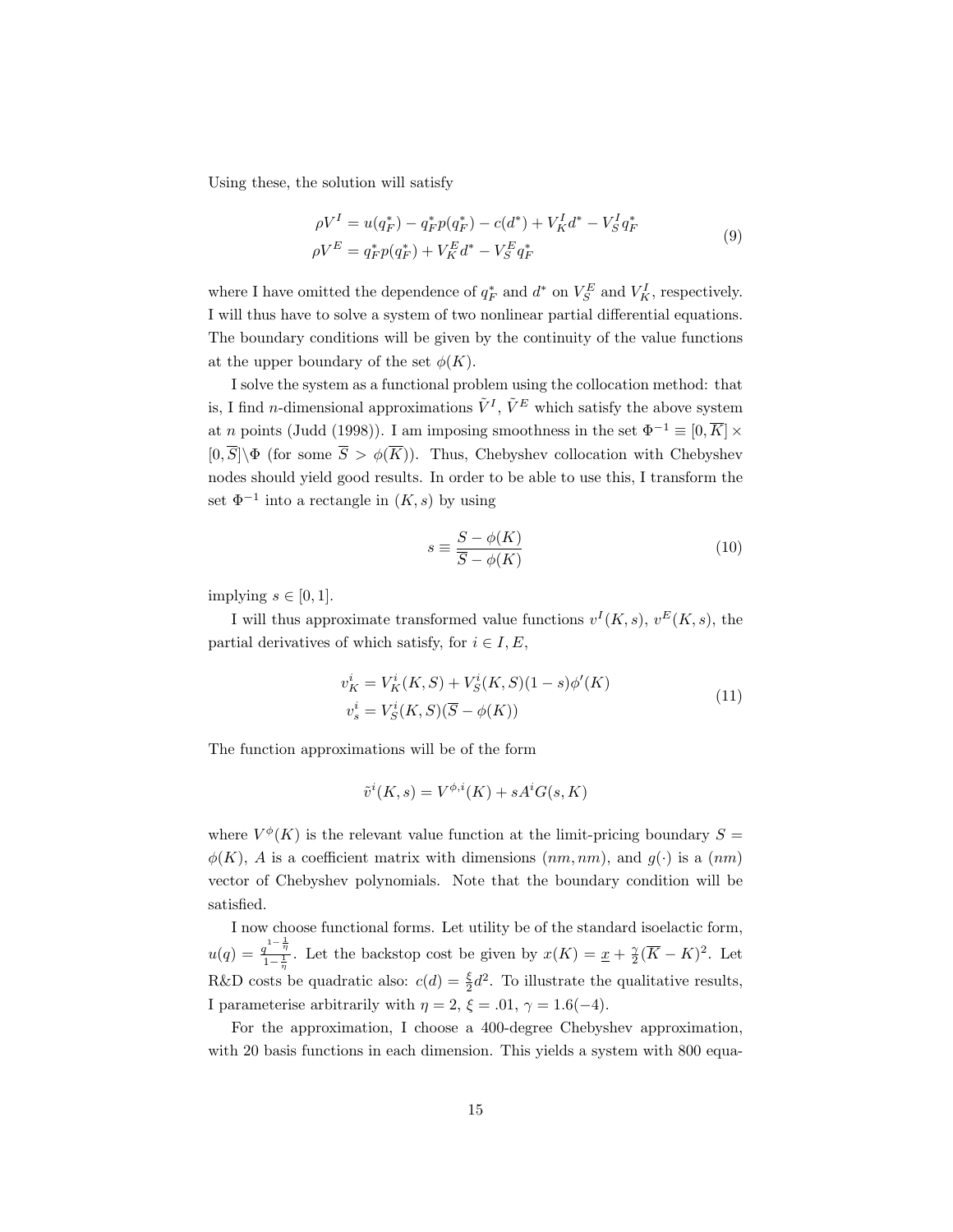Using these, the solution will satisfy

$$
\begin{aligned}
\rho V^I &= u(q_F^*) - q_F^* p(q_F^*) - c(d^*) + V_K^I d^* - V_S^I q_F^* \\
\rho V^E &= q_F^* p(q_F^*) + V_K^E d^* - V_S^E q_F^*
\end{aligned}
\tag{9}
$$

where I have omitted the dependence of $q_F^*$ and $d^*$ on $V_S^E$ and $V_K^I$, respectively. I will thus have to solve a system of two nonlinear partial differential equations. The boundary conditions will be given by the continuity of the value functions at the upper boundary of the set $\phi(K)$.

I solve the system as a functional problem using the collocation method: that is, I find $n$-dimensional approximations $\tilde{V}^I$, $\tilde{V}^E$ which satisfy the above system at $n$ points (Judd (1998)). I am imposing smoothness in the set $\Phi^{-1} \equiv [0, \overline{K}] \times [0, \overline{S}] \backslash \Phi$ (for some $\overline{S} > \phi(\overline{K})$). Thus, Chebyshev collocation with Chebyshev nodes should yield good results. In order to be able to use this, I transform the set $\Phi^{-1}$ into a rectangle in $(K, s)$ by using

$$
s \equiv \frac{S - \phi(K)}{\overline{S} - \phi(K)} \tag{10}
$$

implying $s \in [0, 1]$.

I will thus approximate transformed value functions $v^I(K, s)$, $v^E(K, s)$, the partial derivatives of which satisfy, for $i \in I, E$,

$$
\begin{aligned}
v_K^i &= V_K^i(K, S) + V_S^i(K, S)(1 - s)\phi'(K) \\
v_s^i &= V_S^i(K, S)(\overline{S} - \phi(K))
\end{aligned}
\tag{11}
$$

The function approximations will be of the form

$$
\tilde{v}^i(K, s) = V^{\phi, i}(K) + sA^i G(s, K)
$$

where $V^\phi(K)$ is the relevant value function at the limit-pricing boundary $S = \phi(K)$, $A$ is a coefficient matrix with dimensions $(nm, nm)$, and $g(\cdot)$ is a $(nm)$ vector of Chebyshev polynomials. Note that the boundary condition will be satisfied.

I now choose functional forms. Let utility be of the standard isoelactic form, $u(q) = \frac{q^{1-\frac{1}{\eta}}}{1-\frac{1}{\eta}}$. Let the backstop cost be given by $x(K) = \underline{x} + \frac{\gamma}{2}(\overline{K} - K)^2$. Let R&D costs be quadratic also: $c(d) = \frac{\xi}{2} d^2$. To illustrate the qualitative results, I parameterise arbitrarily with $\eta = 2$, $\xi = .01$, $\gamma = 1.6(-4)$.

For the approximation, I choose a 400-degree Chebyshev approximation, with 20 basis functions in each dimension. This yields a system with 800 equa-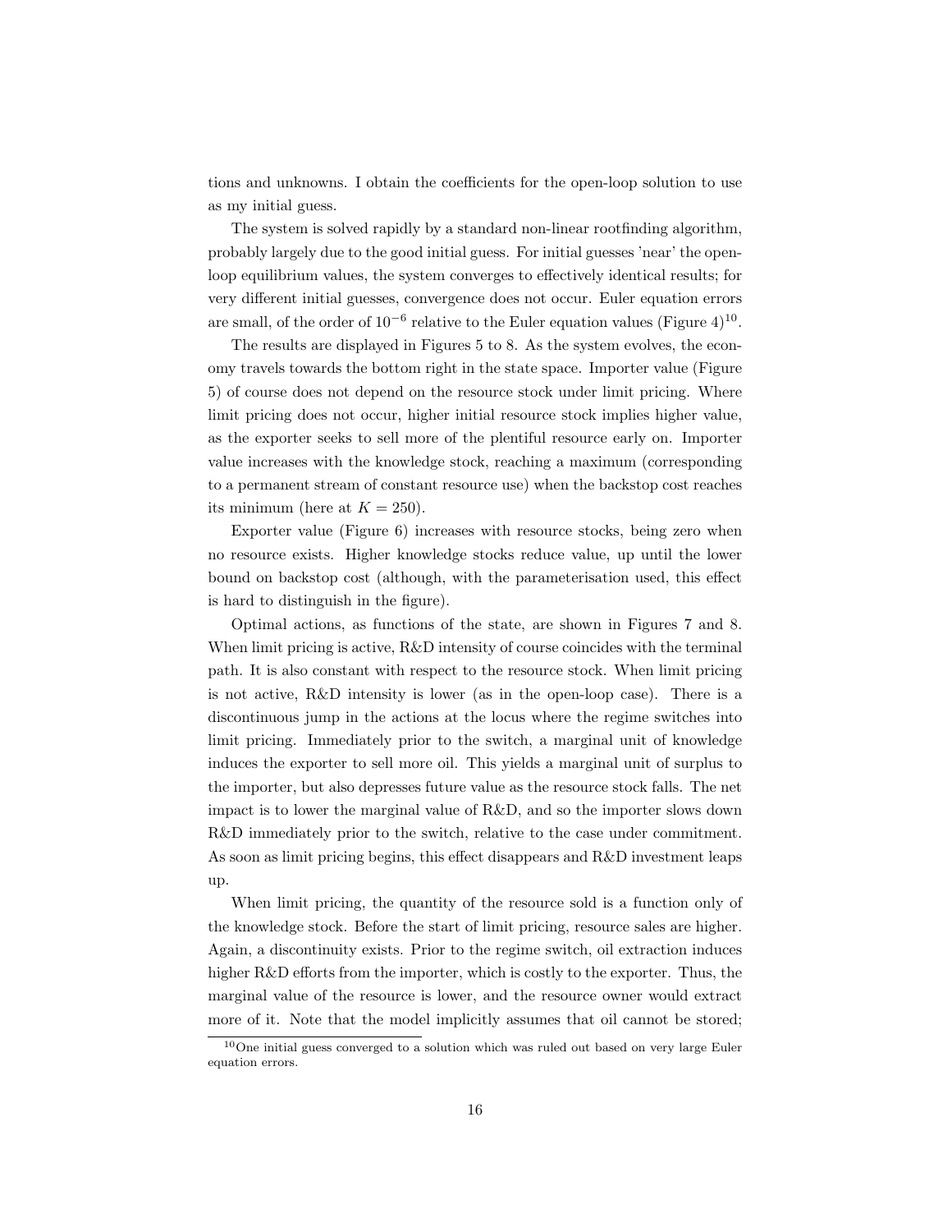tions and unknowns. I obtain the coefficients for the open-loop solution to use as my initial guess.

The system is solved rapidly by a standard non-linear rootfinding algorithm, probably largely due to the good initial guess. For initial guesses 'near' the open-loop equilibrium values, the system converges to effectively identical results; for very different initial guesses, convergence does not occur. Euler equation errors are small, of the order of $10^{-6}$ relative to the Euler equation values (Figure 4)[10].

The results are displayed in Figures 5 to 8. As the system evolves, the economy travels towards the bottom right in the state space. Importer value (Figure 5) of course does not depend on the resource stock under limit pricing. Where limit pricing does not occur, higher initial resource stock implies higher value, as the exporter seeks to sell more of the plentiful resource early on. Importer value increases with the knowledge stock, reaching a maximum (corresponding to a permanent stream of constant resource use) when the backstop cost reaches its minimum (here at $K = 250$).

Exporter value (Figure 6) increases with resource stocks, being zero when no resource exists. Higher knowledge stocks reduce value, up until the lower bound on backstop cost (although, with the parameterisation used, this effect is hard to distinguish in the figure).

Optimal actions, as functions of the state, are shown in Figures 7 and 8. When limit pricing is active, R&D intensity of course coincides with the terminal path. It is also constant with respect to the resource stock. When limit pricing is not active, R&D intensity is lower (as in the open-loop case). There is a discontinuous jump in the actions at the locus where the regime switches into limit pricing. Immediately prior to the switch, a marginal unit of knowledge induces the exporter to sell more oil. This yields a marginal unit of surplus to the importer, but also depresses future value as the resource stock falls. The net impact is to lower the marginal value of R&D, and so the importer slows down R&D immediately prior to the switch, relative to the case under commitment. As soon as limit pricing begins, this effect disappears and R&D investment leaps up.

When limit pricing, the quantity of the resource sold is a function only of the knowledge stock. Before the start of limit pricing, resource sales are higher. Again, a discontinuity exists. Prior to the regime switch, oil extraction induces higher R&D efforts from the importer, which is costly to the exporter. Thus, the marginal value of the resource is lower, and the resource owner would extract more of it. Note that the model implicitly assumes that oil cannot be stored;

[10] One initial guess converged to a solution which was ruled out based on very large Euler equation errors.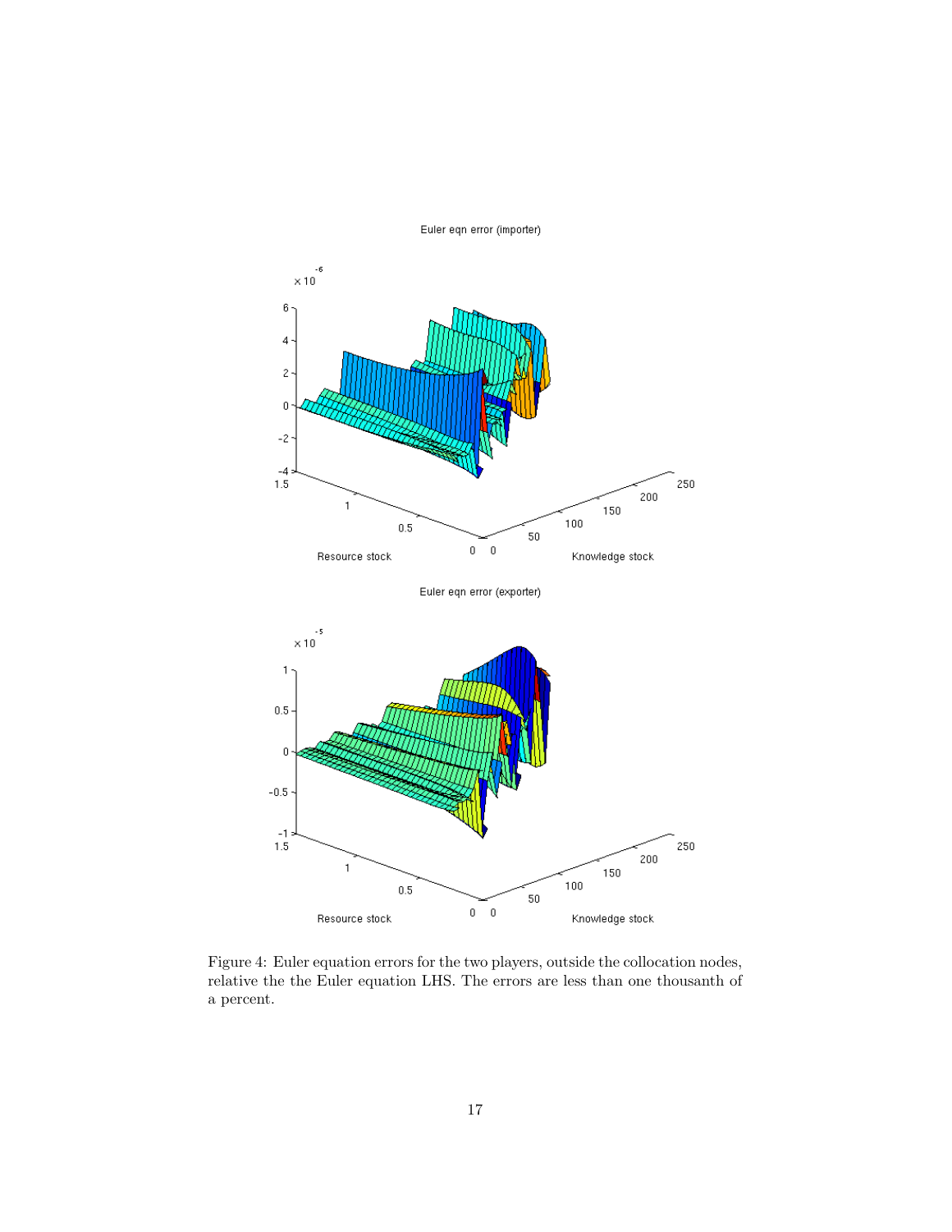Figure 4: Euler equation errors for the two players, outside the collocation nodes, relative the the Euler equation LHS. The errors are less than one thousanth of a percent.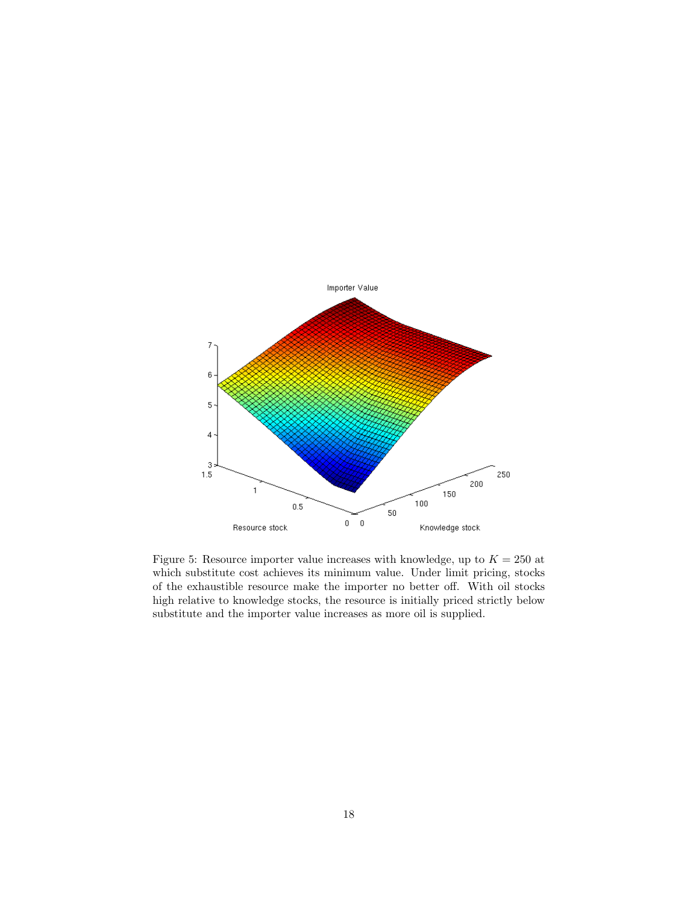Figure 5: Resource importer value increases with knowledge, up to $K = 250$ at which substitute cost achieves its minimum value. Under limit pricing, stocks of the exhaustible resource make the importer no better off. With oil stocks high relative to knowledge stocks, the resource is initially priced strictly below substitute and the importer value increases as more oil is supplied.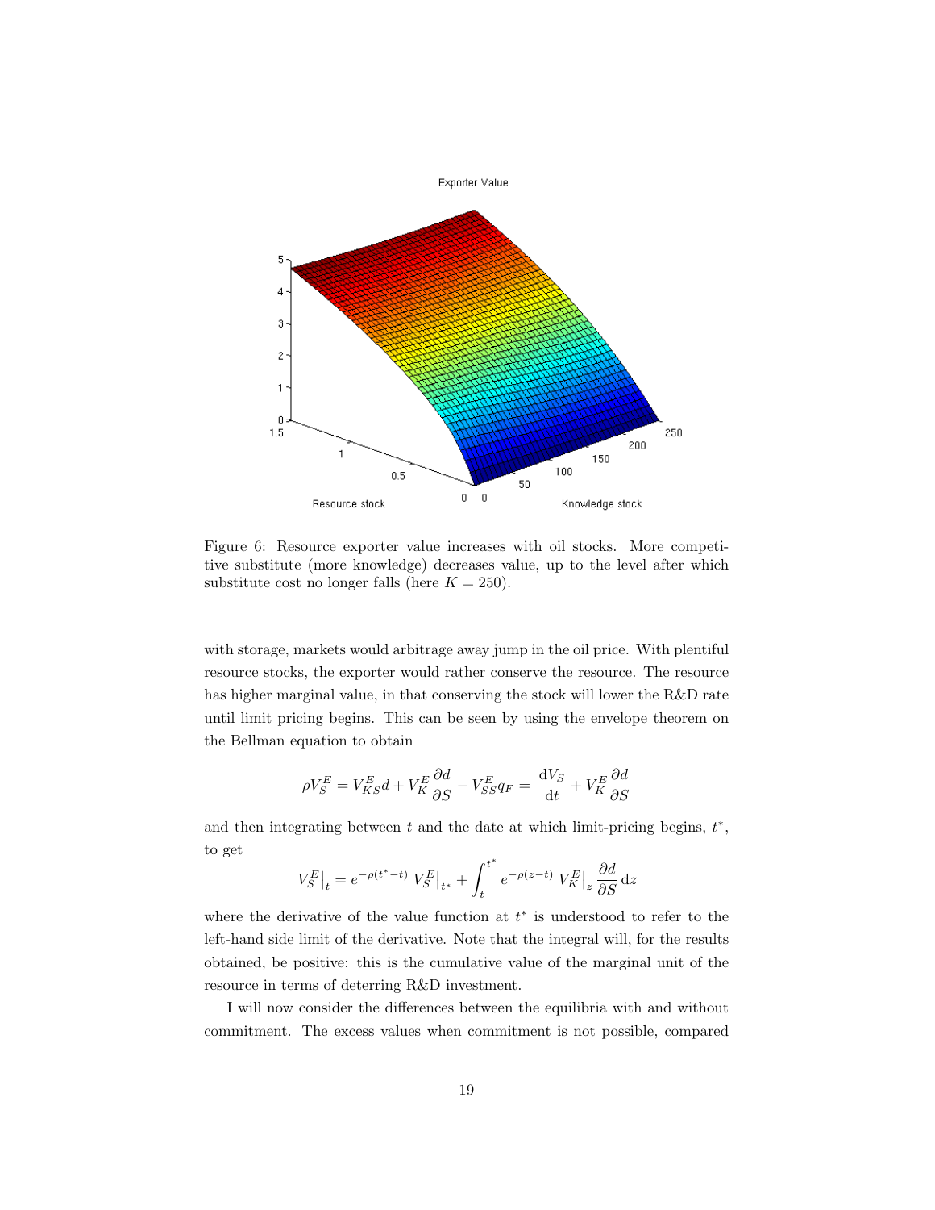Figure 6: Resource exporter value increases with oil stocks. More competitive substitute (more knowledge) decreases value, up to the level after which substitute cost no longer falls (here $K = 250$).

with storage, markets would arbitrage away jump in the oil price. With plentiful resource stocks, the exporter would rather conserve the resource. The resource has higher marginal value, in that conserving the stock will lower the R&D rate until limit pricing begins. This can be seen by using the envelope theorem on the Bellman equation to obtain

$$\rho V_S^E = V_{KS}^E d + V_K^E \frac{\partial d}{\partial S} - V_{SS}^E q_F = \frac{\mathrm{d}V_S}{\mathrm{d}t} + V_K^E \frac{\partial d}{\partial S}$$

and then integrating between $t$ and the date at which limit-pricing begins, $t^*$, to get

$$V_S^E\big|_t = e^{-\rho(t^*-t)} \; V_S^E\big|_{t^*} + \int_t^{t^*} e^{-\rho(z-t)} \; V_K^E\big|_z \frac{\partial d}{\partial S} \, \mathrm{d}z$$

where the derivative of the value function at $t^*$ is understood to refer to the left-hand side limit of the derivative. Note that the integral will, for the results obtained, be positive: this is the cumulative value of the marginal unit of the resource in terms of deterring R&D investment.

I will now consider the differences between the equilibria with and without commitment. The excess values when commitment is not possible, compared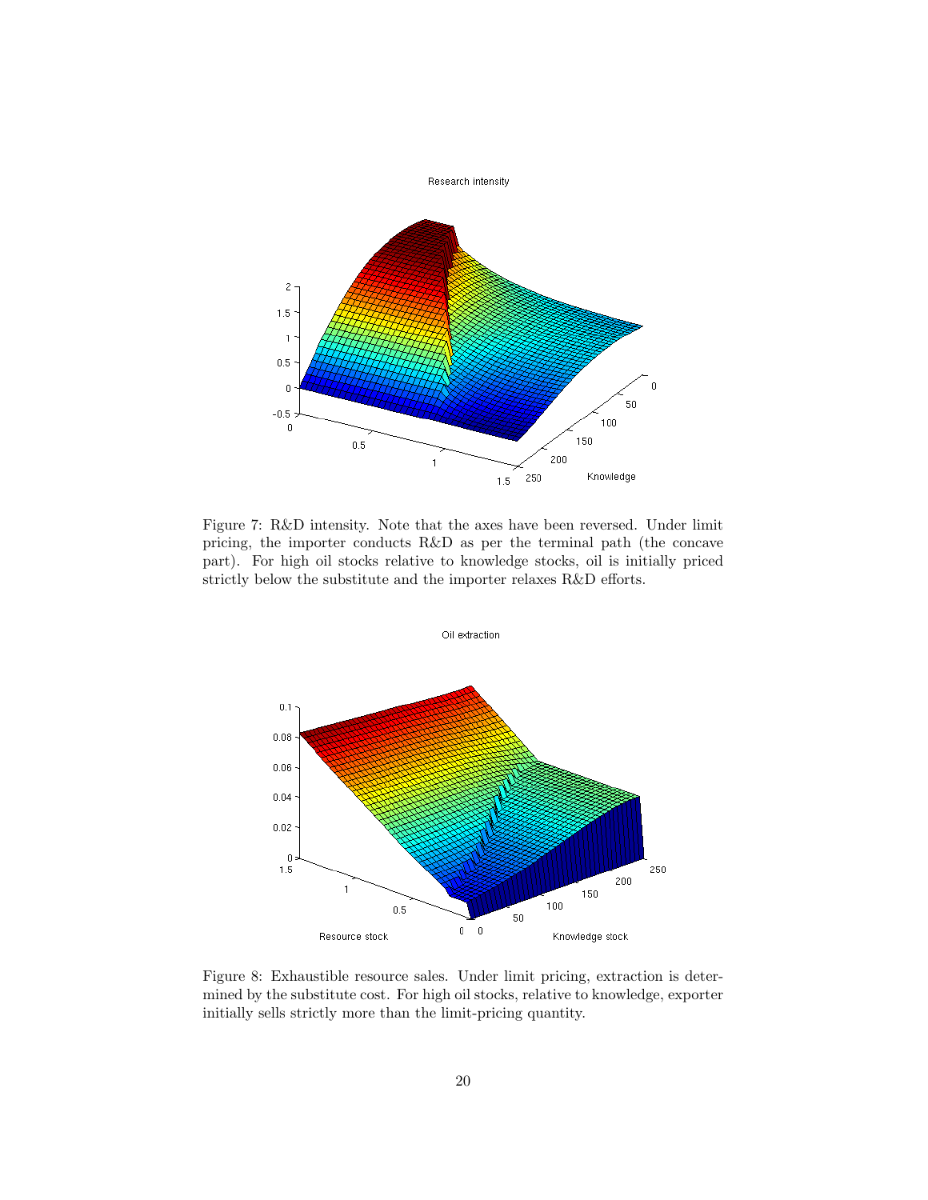Figure 7: R&D intensity. Note that the axes have been reversed. Under limit pricing, the importer conducts R&D as per the terminal path (the concave part). For high oil stocks relative to knowledge stocks, oil is initially priced strictly below the substitute and the importer relaxes R&D efforts.

Figure 8: Exhaustible resource sales. Under limit pricing, extraction is determined by the substitute cost. For high oil stocks, relative to knowledge, exporter initially sells strictly more than the limit-pricing quantity.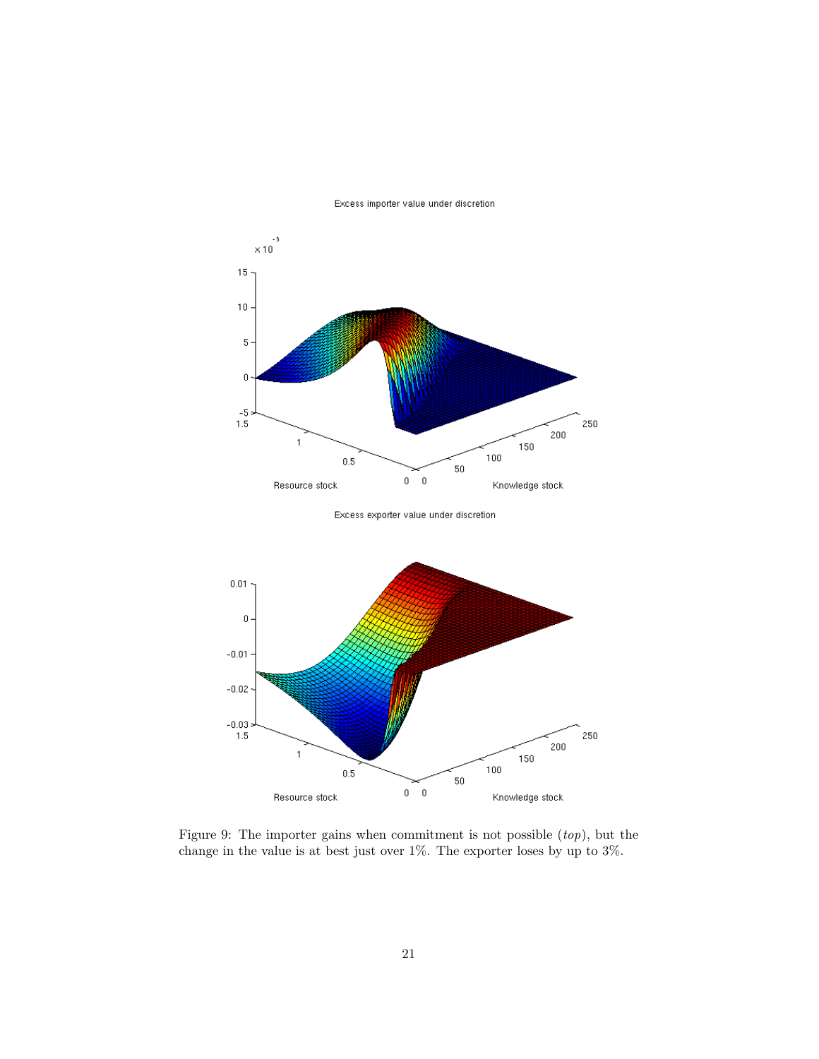Figure 9: The importer gains when commitment is not possible (*top*), but the change in the value is at best just over 1%. The exporter loses by up to 3%.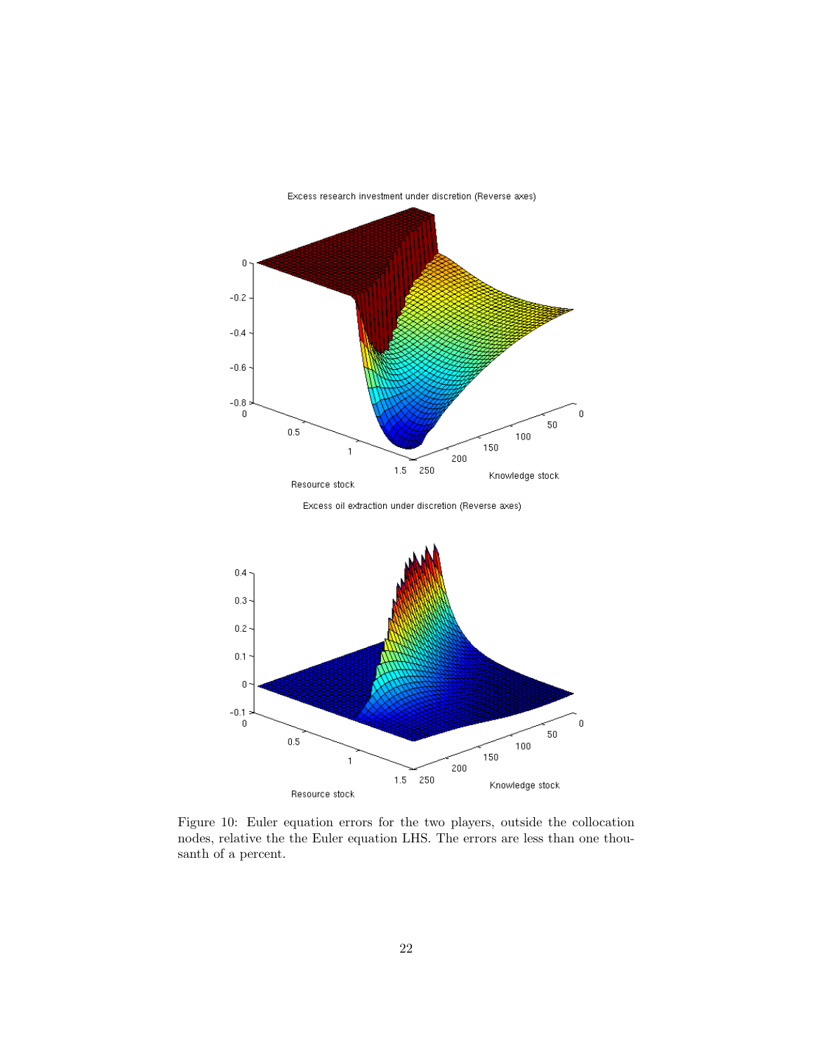Excess research investment under discretion (Reverse axes)

Excess oil extraction under discretion (Reverse axes)

Figure 10: Euler equation errors for the two players, outside the collocation nodes, relative the the Euler equation LHS. The errors are less than one thousanth of a percent.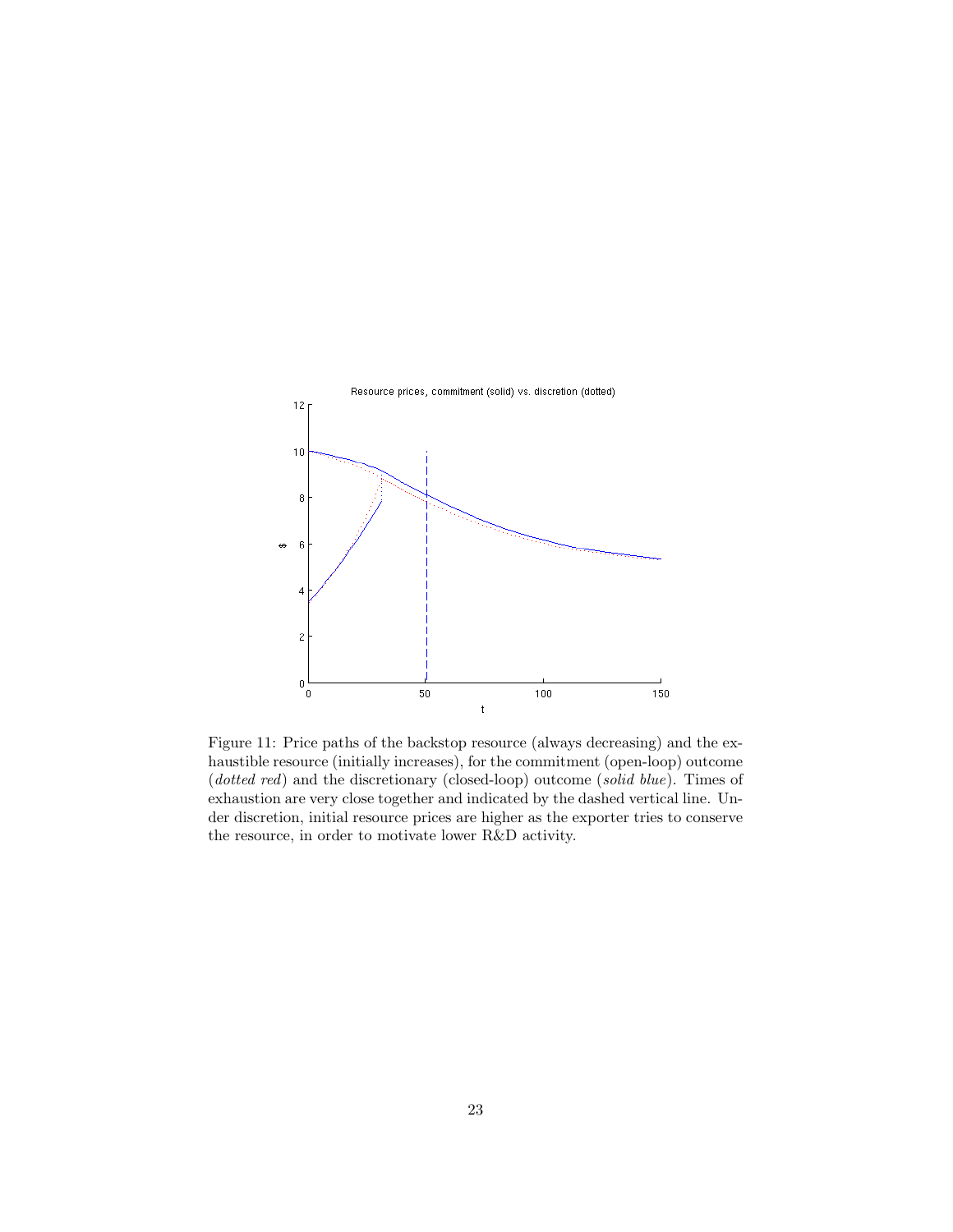Figure 11: Price paths of the backstop resource (always decreasing) and the exhaustible resource (initially increases), for the commitment (open-loop) outcome (*dotted red*) and the discretionary (closed-loop) outcome (*solid blue*). Times of exhaustion are very close together and indicated by the dashed vertical line. Under discretion, initial resource prices are higher as the exporter tries to conserve the resource, in order to motivate lower R&D activity.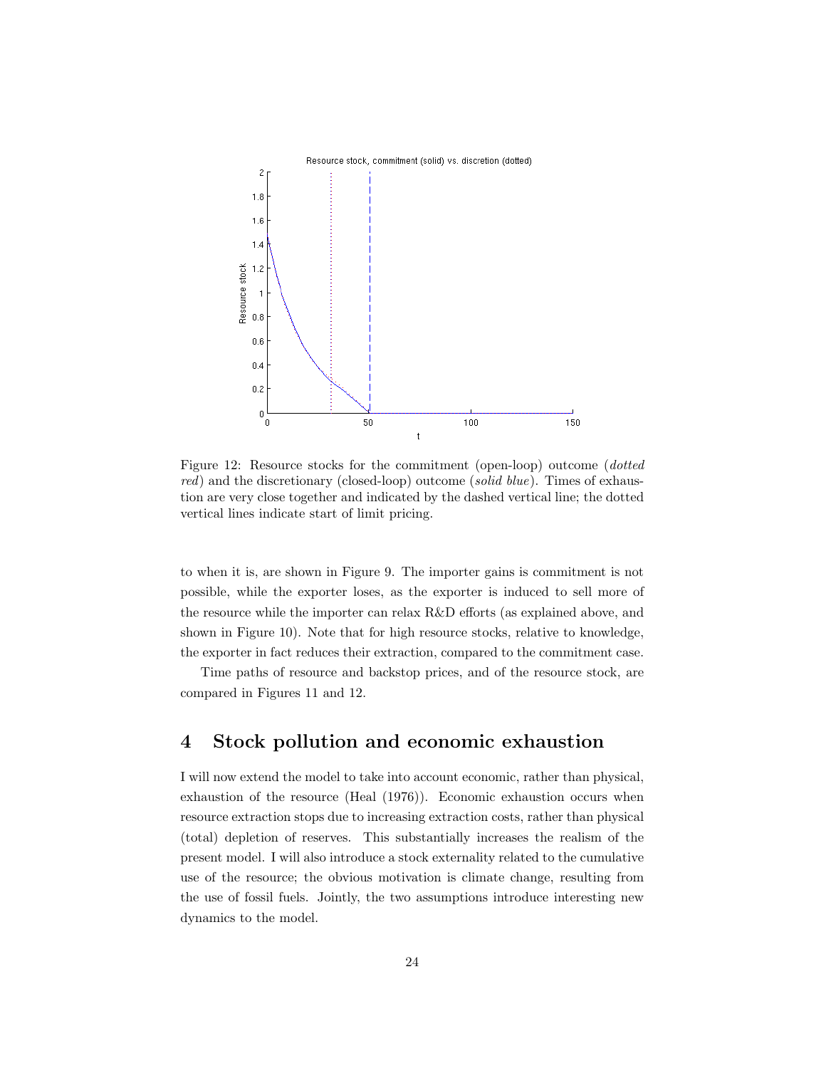Figure 12: Resource stocks for the commitment (open-loop) outcome (*dotted red*) and the discretionary (closed-loop) outcome (*solid blue*). Times of exhaustion are very close together and indicated by the dashed vertical line; the dotted vertical lines indicate start of limit pricing.

to when it is, are shown in Figure 9. The importer gains is commitment is not possible, while the exporter loses, as the exporter is induced to sell more of the resource while the importer can relax R&D efforts (as explained above, and shown in Figure 10). Note that for high resource stocks, relative to knowledge, the exporter in fact reduces their extraction, compared to the commitment case.

Time paths of resource and backstop prices, and of the resource stock, are compared in Figures 11 and 12.

## 4 Stock pollution and economic exhaustion

I will now extend the model to take into account economic, rather than physical, exhaustion of the resource (Heal (1976)). Economic exhaustion occurs when resource extraction stops due to increasing extraction costs, rather than physical (total) depletion of reserves. This substantially increases the realism of the present model. I will also introduce a stock externality related to the cumulative use of the resource; the obvious motivation is climate change, resulting from the use of fossil fuels. Jointly, the two assumptions introduce interesting new dynamics to the model.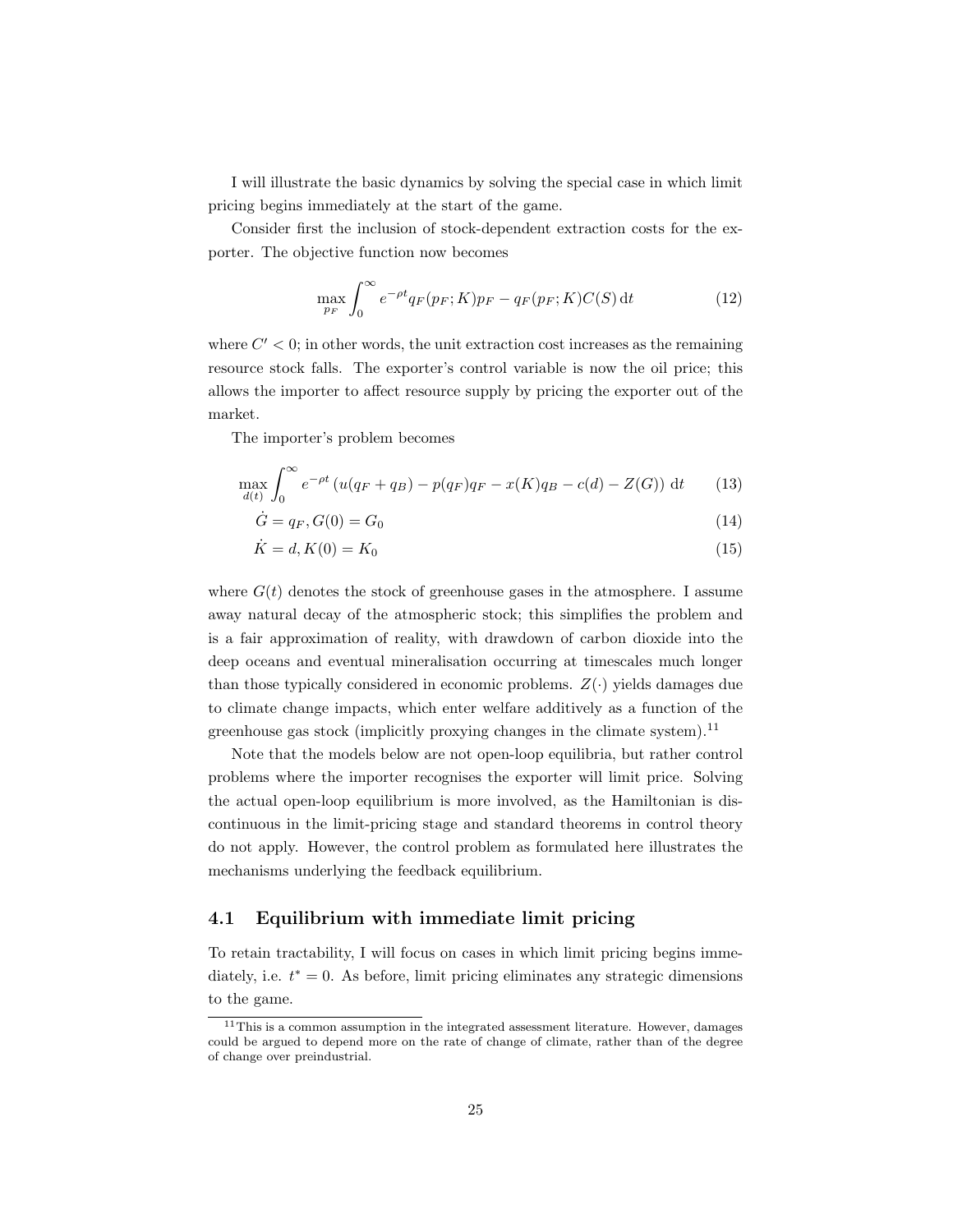I will illustrate the basic dynamics by solving the special case in which limit pricing begins immediately at the start of the game.

Consider first the inclusion of stock-dependent extraction costs for the exporter. The objective function now becomes

$$\max_{p_F} \int_0^\infty e^{-\rho t} q_F(p_F; K) p_F - q_F(p_F; K) C(S) \, \mathrm{d}t \tag{12}$$

where $C' < 0$; in other words, the unit extraction cost increases as the remaining resource stock falls. The exporter's control variable is now the oil price; this allows the importer to affect resource supply by pricing the exporter out of the market.

The importer's problem becomes

$$\max_{d(t)} \int_0^\infty e^{-\rho t} \left( u(q_F + q_B) - p(q_F) q_F - x(K) q_B - c(d) - Z(G) \right) \, \mathrm{d}t \tag{13}$$

$$\dot{G} = q_F, G(0) = G_0 \tag{14}$$

$$\dot{K} = d, K(0) = K_0 \tag{15}$$

where $G(t)$ denotes the stock of greenhouse gases in the atmosphere. I assume away natural decay of the atmospheric stock; this simplifies the problem and is a fair approximation of reality, with drawdown of carbon dioxide into the deep oceans and eventual mineralisation occurring at timescales much longer than those typically considered in economic problems. $Z(\cdot)$ yields damages due to climate change impacts, which enter welfare additively as a function of the greenhouse gas stock (implicitly proxying changes in the climate system).[11]

Note that the models below are not open-loop equilibria, but rather control problems where the importer recognises the exporter will limit price. Solving the actual open-loop equilibrium is more involved, as the Hamiltonian is discontinuous in the limit-pricing stage and standard theorems in control theory do not apply. However, the control problem as formulated here illustrates the mechanisms underlying the feedback equilibrium.

## 4.1 Equilibrium with immediate limit pricing

To retain tractability, I will focus on cases in which limit pricing begins immediately, i.e. $t^* = 0$. As before, limit pricing eliminates any strategic dimensions to the game.

[11] This is a common assumption in the integrated assessment literature. However, damages could be argued to depend more on the rate of change of climate, rather than of the degree of change over preindustrial.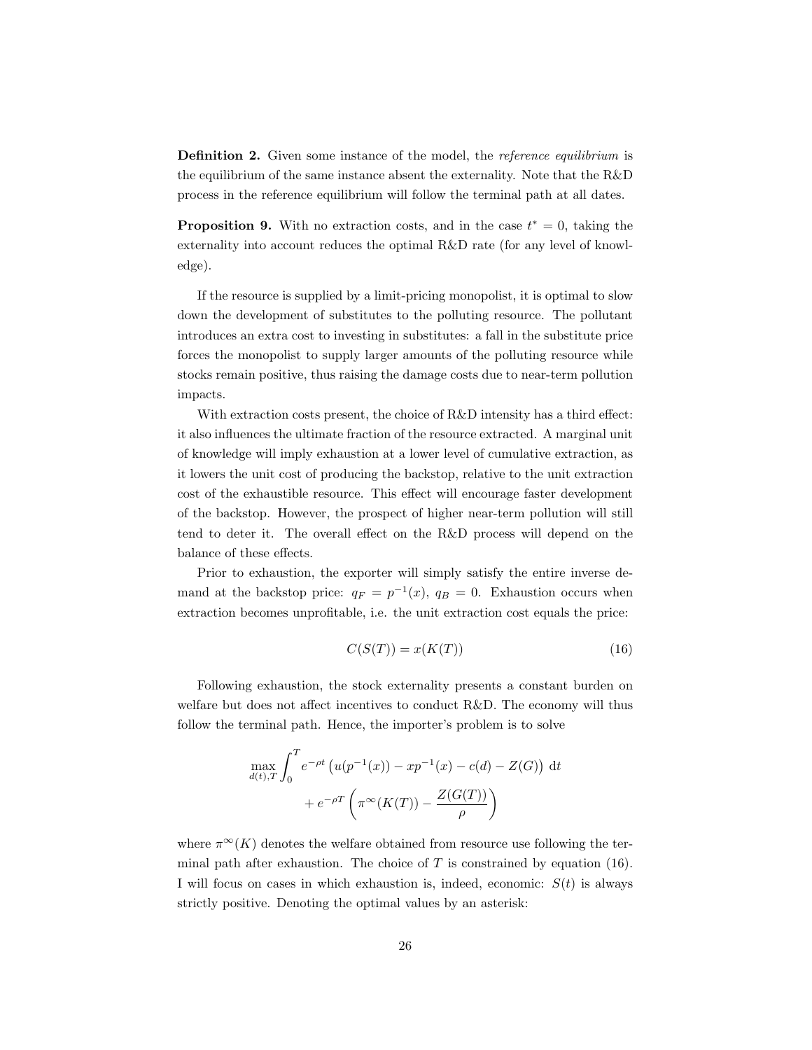**Definition 2.** Given some instance of the model, the *reference equilibrium* is the equilibrium of the same instance absent the externality. Note that the R&D process in the reference equilibrium will follow the terminal path at all dates.

**Proposition 9.** With no extraction costs, and in the case $t^* = 0$, taking the externality into account reduces the optimal R&D rate (for any level of knowledge).

If the resource is supplied by a limit-pricing monopolist, it is optimal to slow down the development of substitutes to the polluting resource. The pollutant introduces an extra cost to investing in substitutes: a fall in the substitute price forces the monopolist to supply larger amounts of the polluting resource while stocks remain positive, thus raising the damage costs due to near-term pollution impacts.

With extraction costs present, the choice of R&D intensity has a third effect: it also influences the ultimate fraction of the resource extracted. A marginal unit of knowledge will imply exhaustion at a lower level of cumulative extraction, as it lowers the unit cost of producing the backstop, relative to the unit extraction cost of the exhaustible resource. This effect will encourage faster development of the backstop. However, the prospect of higher near-term pollution will still tend to deter it. The overall effect on the R&D process will depend on the balance of these effects.

Prior to exhaustion, the exporter will simply satisfy the entire inverse demand at the backstop price: $q_F = p^{-1}(x)$, $q_B = 0$. Exhaustion occurs when extraction becomes unprofitable, i.e. the unit extraction cost equals the price:

$$C(S(T)) = x(K(T)) \tag{16}$$

Following exhaustion, the stock externality presents a constant burden on welfare but does not affect incentives to conduct R&D. The economy will thus follow the terminal path. Hence, the importer's problem is to solve

$$\max_{d(t),T} \int_0^T e^{-\rho t} \left( u(p^{-1}(x)) - x p^{-1}(x) - c(d) - Z(G) \right) \, \mathrm{d}t + e^{-\rho T} \left( \pi^\infty(K(T)) - \frac{Z(G(T))}{\rho} \right)$$

where $\pi^\infty(K)$ denotes the welfare obtained from resource use following the terminal path after exhaustion. The choice of $T$ is constrained by equation (16). I will focus on cases in which exhaustion is, indeed, economic: $S(t)$ is always strictly positive. Denoting the optimal values by an asterisk: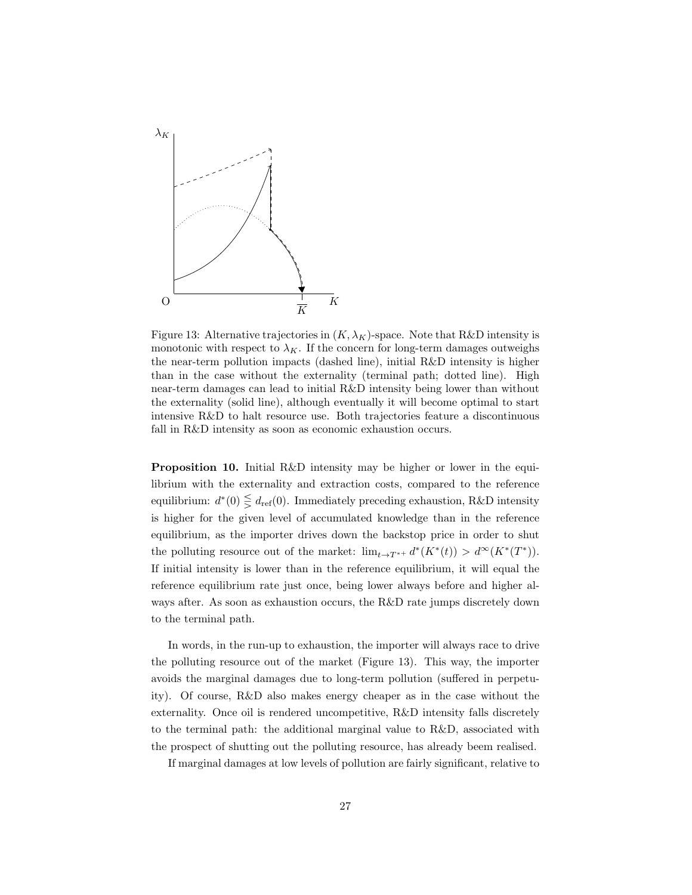Figure 13: Alternative trajectories in $(K, \lambda_K)$-space. Note that R&D intensity is monotonic with respect to $\lambda_K$. If the concern for long-term damages outweighs the near-term pollution impacts (dashed line), initial R&D intensity is higher than in the case without the externality (terminal path; dotted line). High near-term damages can lead to initial R&D intensity being lower than without the externality (solid line), although eventually it will become optimal to start intensive R&D to halt resource use. Both trajectories feature a discontinuous fall in R&D intensity as soon as economic exhaustion occurs.

**Proposition 10.** Initial R&D intensity may be higher or lower in the equilibrium with the externality and extraction costs, compared to the reference equilibrium: $d^*(0) \lesseqgtr d_{\text{ref}}(0)$. Immediately preceding exhaustion, R&D intensity is higher for the given level of accumulated knowledge than in the reference equilibrium, as the importer drives down the backstop price in order to shut the polluting resource out of the market: $\lim_{t \to T^{*+}} d^*(K^*(t)) > d^\infty(K^*(T^*))$. If initial intensity is lower than in the reference equilibrium, it will equal the reference equilibrium rate just once, being lower always before and higher always after. As soon as exhaustion occurs, the R&D rate jumps discretely down to the terminal path.

In words, in the run-up to exhaustion, the importer will always race to drive the polluting resource out of the market (Figure 13). This way, the importer avoids the marginal damages due to long-term pollution (suffered in perpetuity). Of course, R&D also makes energy cheaper as in the case without the externality. Once oil is rendered uncompetitive, R&D intensity falls discretely to the terminal path: the additional marginal value to R&D, associated with the prospect of shutting out the polluting resource, has already beem realised.

If marginal damages at low levels of pollution are fairly significant, relative to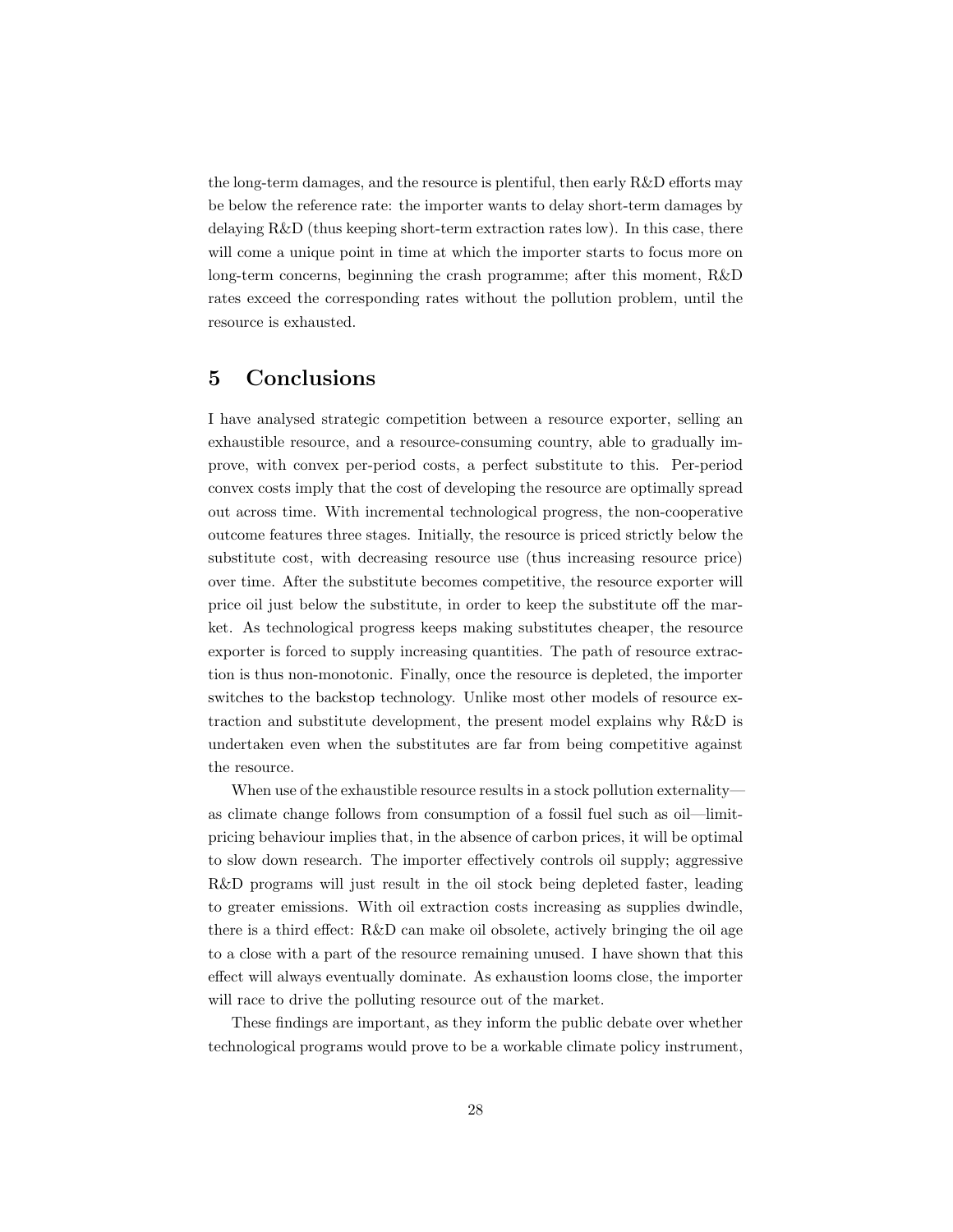the long-term damages, and the resource is plentiful, then early R&D efforts may be below the reference rate: the importer wants to delay short-term damages by delaying R&D (thus keeping short-term extraction rates low). In this case, there will come a unique point in time at which the importer starts to focus more on long-term concerns, beginning the crash programme; after this moment, R&D rates exceed the corresponding rates without the pollution problem, until the resource is exhausted.

## 5 Conclusions

I have analysed strategic competition between a resource exporter, selling an exhaustible resource, and a resource-consuming country, able to gradually improve, with convex per-period costs, a perfect substitute to this. Per-period convex costs imply that the cost of developing the resource are optimally spread out across time. With incremental technological progress, the non-cooperative outcome features three stages. Initially, the resource is priced strictly below the substitute cost, with decreasing resource use (thus increasing resource price) over time. After the substitute becomes competitive, the resource exporter will price oil just below the substitute, in order to keep the substitute off the market. As technological progress keeps making substitutes cheaper, the resource exporter is forced to supply increasing quantities. The path of resource extraction is thus non-monotonic. Finally, once the resource is depleted, the importer switches to the backstop technology. Unlike most other models of resource extraction and substitute development, the present model explains why R&D is undertaken even when the substitutes are far from being competitive against the resource.

When use of the exhaustible resource results in a stock pollution externality—as climate change follows from consumption of a fossil fuel such as oil—limit-pricing behaviour implies that, in the absence of carbon prices, it will be optimal to slow down research. The importer effectively controls oil supply; aggressive R&D programs will just result in the oil stock being depleted faster, leading to greater emissions. With oil extraction costs increasing as supplies dwindle, there is a third effect: R&D can make oil obsolete, actively bringing the oil age to a close with a part of the resource remaining unused. I have shown that this effect will always eventually dominate. As exhaustion looms close, the importer will race to drive the polluting resource out of the market.

These findings are important, as they inform the public debate over whether technological programs would prove to be a workable climate policy instrument,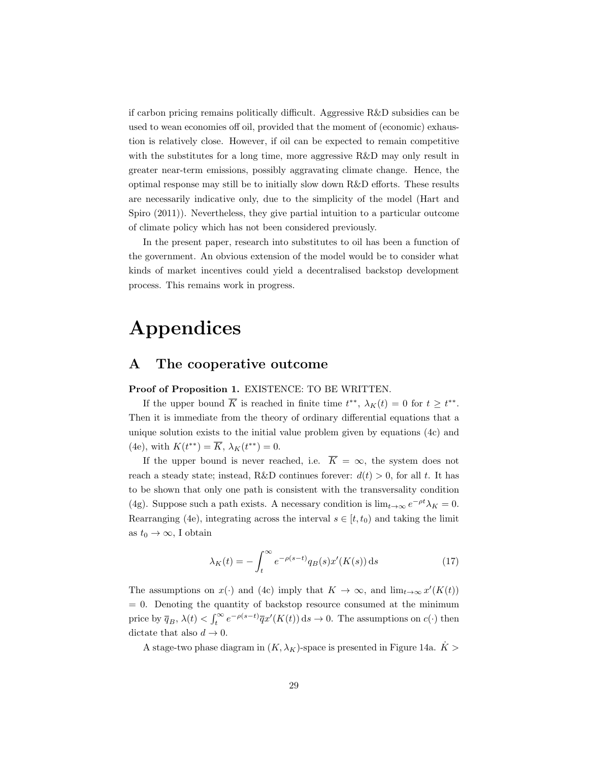if carbon pricing remains politically difficult. Aggressive R&D subsidies can be used to wean economies off oil, provided that the moment of (economic) exhaustion is relatively close. However, if oil can be expected to remain competitive with the substitutes for a long time, more aggressive R&D may only result in greater near-term emissions, possibly aggravating climate change. Hence, the optimal response may still be to initially slow down R&D efforts. These results are necessarily indicative only, due to the simplicity of the model (Hart and Spiro (2011)). Nevertheless, they give partial intuition to a particular outcome of climate policy which has not been considered previously.

In the present paper, research into substitutes to oil has been a function of the government. An obvious extension of the model would be to consider what kinds of market incentives could yield a decentralised backstop development process. This remains work in progress.

# Appendices

## A The cooperative outcome

**Proof of Proposition 1.** EXISTENCE: TO BE WRITTEN.

If the upper bound $\overline{K}$ is reached in finite time $t^{**}$, $\lambda_K(t) = 0$ for $t \geq t^{**}$. Then it is immediate from the theory of ordinary differential equations that a unique solution exists to the initial value problem given by equations (4c) and (4e), with $K(t^{**}) = \overline{K}$, $\lambda_K(t^{**}) = 0$.

If the upper bound is never reached, i.e. $\overline{K} = \infty$, the system does not reach a steady state; instead, R&D continues forever: $d(t) > 0$, for all $t$. It has to be shown that only one path is consistent with the transversality condition (4g). Suppose such a path exists. A necessary condition is $\lim_{t\to\infty} e^{-\rho t}\lambda_K = 0$. Rearranging (4e), integrating across the interval $s \in [t, t_0)$ and taking the limit as $t_0 \to \infty$, I obtain

$$\lambda_K(t) = -\int_t^{\infty} e^{-\rho(s-t)} q_B(s) x'(K(s))\,\mathrm{d}s \tag{17}$$

The assumptions on $x(\cdot)$ and (4c) imply that $K \to \infty$, and $\lim_{t\to\infty} x'(K(t)) = 0$. Denoting the quantity of backstop resource consumed at the minimum price by $\overline{q}_B$, $\lambda(t) < \int_t^{\infty} e^{-\rho(s-t)} \overline{q} x'(K(t))\,\mathrm{d}s \to 0$. The assumptions on $c(\cdot)$ then dictate that also $d \to 0$.

A stage-two phase diagram in $(K, \lambda_K)$-space is presented in Figure 14a. $\dot{K} >$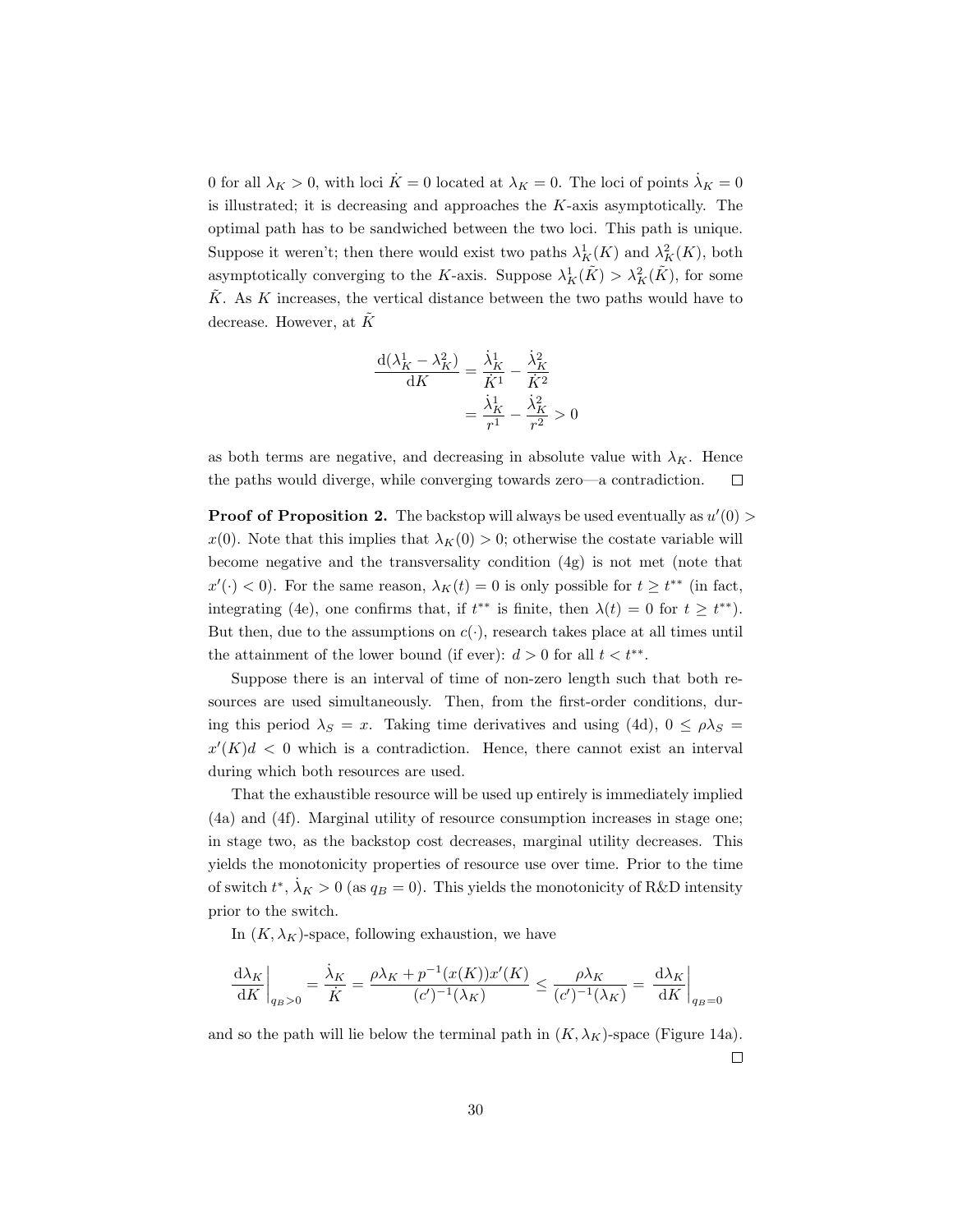0 for all $\lambda_K > 0$, with loci $\dot{K} = 0$ located at $\lambda_K = 0$. The loci of points $\dot{\lambda}_K = 0$ is illustrated; it is decreasing and approaches the $K$-axis asymptotically. The optimal path has to be sandwiched between the two loci. This path is unique. Suppose it weren't; then there would exist two paths $\lambda_K^1(K)$ and $\lambda_K^2(K)$, both asymptotically converging to the $K$-axis. Suppose $\lambda_K^1(\tilde{K}) > \lambda_K^2(\tilde{K})$, for some $\tilde{K}$. As $K$ increases, the vertical distance between the two paths would have to decrease. However, at $\tilde{K}$

$$
\begin{aligned}
\frac{\mathrm{d}(\lambda_K^1 - \lambda_K^2)}{\mathrm{d}K} &= \frac{\dot{\lambda}_K^1}{\dot{K}^1} - \frac{\dot{\lambda}_K^2}{\dot{K}^2} \\
&= \frac{\dot{\lambda}_K^1}{r^1} - \frac{\dot{\lambda}_K^2}{r^2} > 0
\end{aligned}
$$

as both terms are negative, and decreasing in absolute value with $\lambda_K$. Hence the paths would diverge, while converging towards zero—a contradiction. □

**Proof of Proposition 2.** The backstop will always be used eventually as $u'(0) > x(0)$. Note that this implies that $\lambda_K(0) > 0$; otherwise the costate variable will become negative and the transversality condition (4g) is not met (note that $x'(\cdot) < 0$). For the same reason, $\lambda_K(t) = 0$ is only possible for $t \geq t^{**}$ (in fact, integrating (4e), one confirms that, if $t^{**}$ is finite, then $\lambda(t) = 0$ for $t \geq t^{**}$). But then, due to the assumptions on $c(\cdot)$, research takes place at all times until the attainment of the lower bound (if ever): $d > 0$ for all $t < t^{**}$.

Suppose there is an interval of time of non-zero length such that both resources are used simultaneously. Then, from the first-order conditions, during this period $\lambda_S = x$. Taking time derivatives and using (4d), $0 \leq \rho\lambda_S = x'(K)d < 0$ which is a contradiction. Hence, there cannot exist an interval during which both resources are used.

That the exhaustible resource will be used up entirely is immediately implied (4a) and (4f). Marginal utility of resource consumption increases in stage one; in stage two, as the backstop cost decreases, marginal utility decreases. This yields the monotonicity properties of resource use over time. Prior to the time of switch $t^*$, $\dot{\lambda}_K > 0$ (as $q_B = 0$). This yields the monotonicity of R&D intensity prior to the switch.

In $(K, \lambda_K)$-space, following exhaustion, we have

$$
\left.\frac{\mathrm{d}\lambda_K}{\mathrm{d}K}\right|_{q_B > 0} = \frac{\dot{\lambda}_K}{\dot{K}} = \frac{\rho\lambda_K + p^{-1}(x(K))x'(K)}{(c')^{-1}(\lambda_K)} \leq \frac{\rho\lambda_K}{(c')^{-1}(\lambda_K)} = \left.\frac{\mathrm{d}\lambda_K}{\mathrm{d}K}\right|_{q_B = 0}
$$

and so the path will lie below the terminal path in $(K, \lambda_K)$-space (Figure 14a). □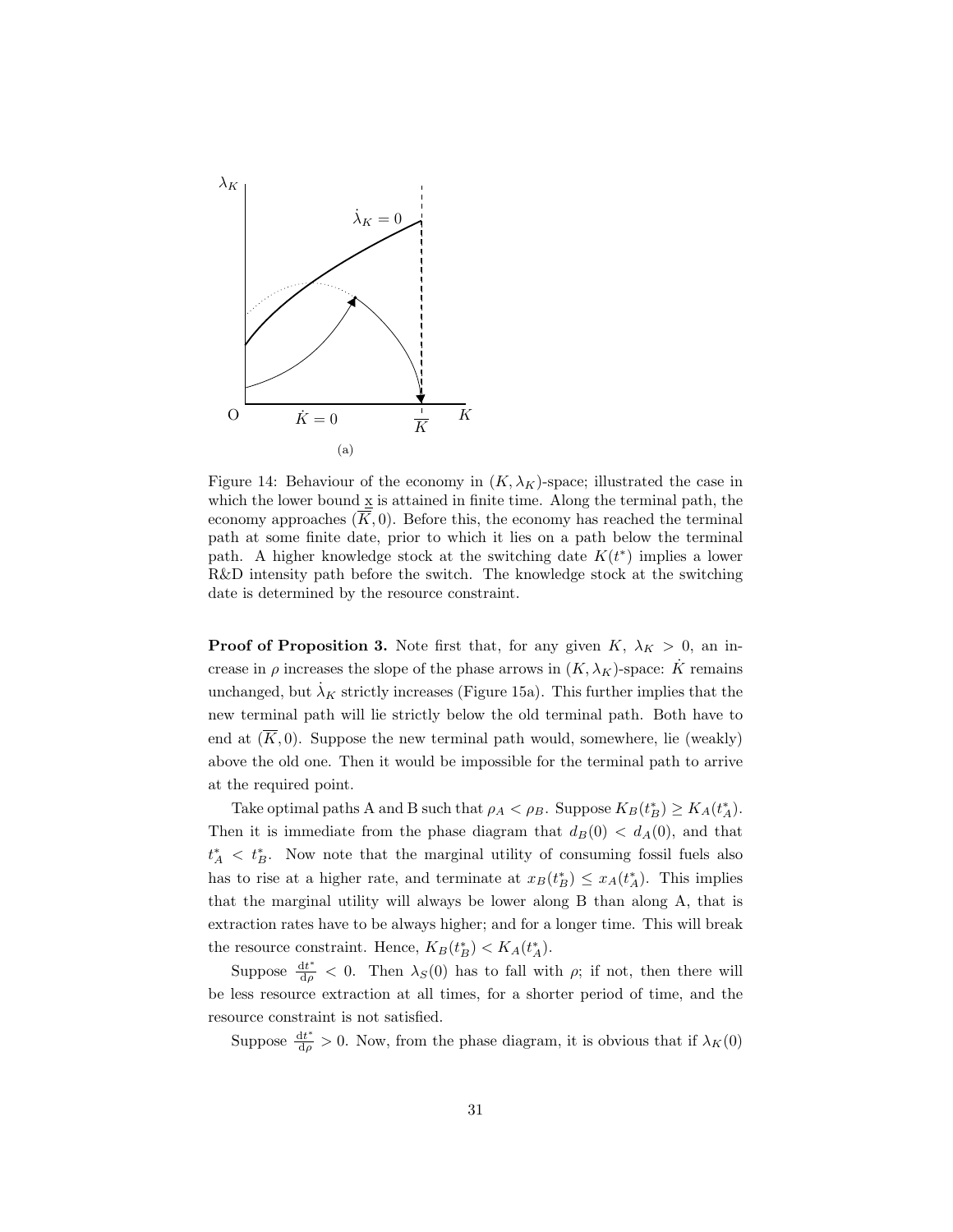Figure 14: Behaviour of the economy in $(K, \lambda_K)$-space; illustrated the case in which the lower bound $\underline{x}$ is attained in finite time. Along the terminal path, the economy approaches $(\overline{K}, 0)$. Before this, the economy has reached the terminal path at some finite date, prior to which it lies on a path below the terminal path. A higher knowledge stock at the switching date $K(t^*)$ implies a lower R&D intensity path before the switch. The knowledge stock at the switching date is determined by the resource constraint.

**Proof of Proposition 3.** Note first that, for any given $K$, $\lambda_K > 0$, an increase in $\rho$ increases the slope of the phase arrows in $(K, \lambda_K)$-space: $\dot{K}$ remains unchanged, but $\dot{\lambda}_K$ strictly increases (Figure 15a). This further implies that the new terminal path will lie strictly below the old terminal path. Both have to end at $(\overline{K}, 0)$. Suppose the new terminal path would, somewhere, lie (weakly) above the old one. Then it would be impossible for the terminal path to arrive at the required point.

Take optimal paths A and B such that $\rho_A < \rho_B$. Suppose $K_B(t_B^*) \geq K_A(t_A^*)$. Then it is immediate from the phase diagram that $d_B(0) < d_A(0)$, and that $t_A^* < t_B^*$. Now note that the marginal utility of consuming fossil fuels also has to rise at a higher rate, and terminate at $x_B(t_B^*) \leq x_A(t_A^*)$. This implies that the marginal utility will always be lower along B than along A, that is extraction rates have to be always higher; and for a longer time. This will break the resource constraint. Hence, $K_B(t_B^*) < K_A(t_A^*)$.

Suppose $\frac{\mathrm{d}t^*}{\mathrm{d}\rho} < 0$. Then $\lambda_S(0)$ has to fall with $\rho$; if not, then there will be less resource extraction at all times, for a shorter period of time, and the resource constraint is not satisfied.

Suppose $\frac{\mathrm{d}t^*}{\mathrm{d}\rho} > 0$. Now, from the phase diagram, it is obvious that if $\lambda_K(0)$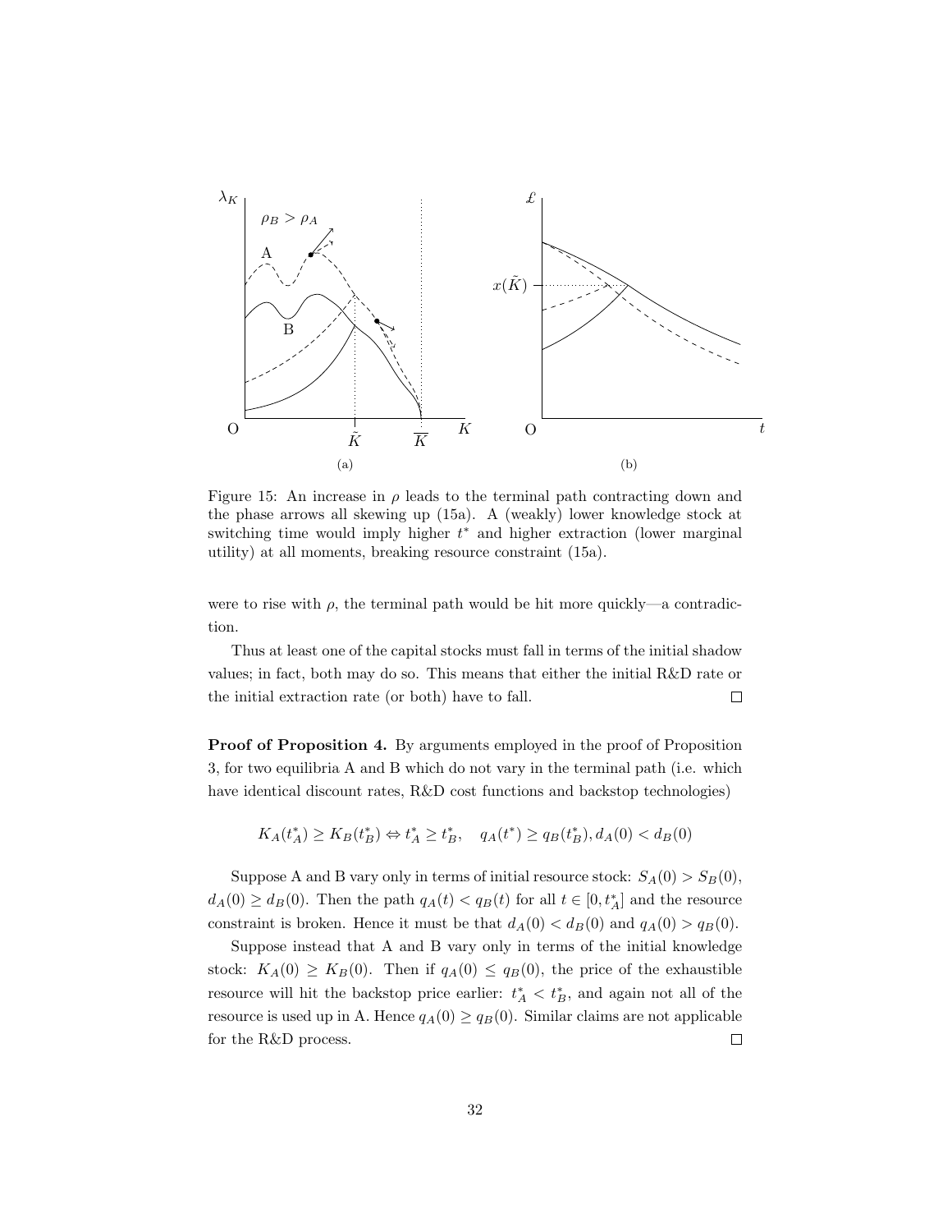Figure 15: An increase in $\rho$ leads to the terminal path contracting down and the phase arrows all skewing up (15a). A (weakly) lower knowledge stock at switching time would imply higher $t^*$ and higher extraction (lower marginal utility) at all moments, breaking resource constraint (15a).

were to rise with $\rho$, the terminal path would be hit more quickly—a contradiction.

Thus at least one of the capital stocks must fall in terms of the initial shadow values; in fact, both may do so. This means that either the initial R&D rate or the initial extraction rate (or both) have to fall. □

**Proof of Proposition 4.** By arguments employed in the proof of Proposition 3, for two equilibria A and B which do not vary in the terminal path (i.e. which have identical discount rates, R&D cost functions and backstop technologies)

$$K_A(t_A^*) \geq K_B(t_B^*) \Leftrightarrow t_A^* \geq t_B^*, \quad q_A(t^*) \geq q_B(t_B^*), d_A(0) < d_B(0)$$

Suppose A and B vary only in terms of initial resource stock: $S_A(0) > S_B(0)$, $d_A(0) \geq d_B(0)$. Then the path $q_A(t) < q_B(t)$ for all $t \in [0, t_A^*]$ and the resource constraint is broken. Hence it must be that $d_A(0) < d_B(0)$ and $q_A(0) > q_B(0)$.

Suppose instead that A and B vary only in terms of the initial knowledge stock: $K_A(0) \geq K_B(0)$. Then if $q_A(0) \leq q_B(0)$, the price of the exhaustible resource will hit the backstop price earlier: $t_A^* < t_B^*$, and again not all of the resource is used up in A. Hence $q_A(0) \geq q_B(0)$. Similar claims are not applicable for the R&D process. □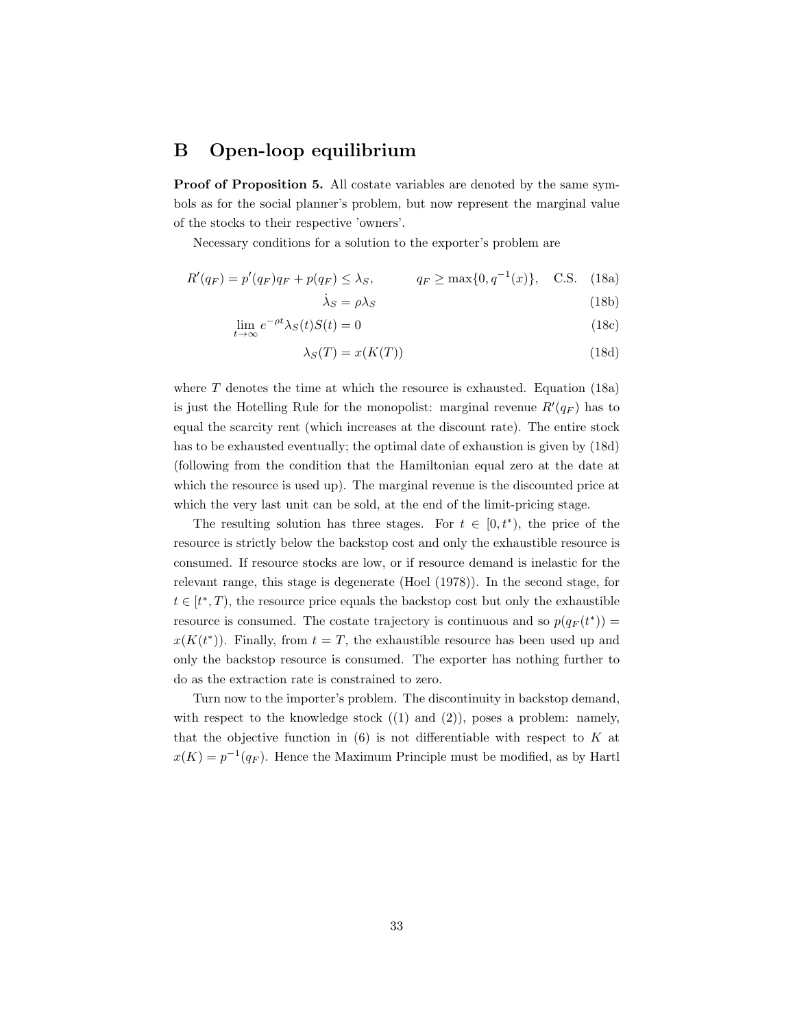# B Open-loop equilibrium

**Proof of Proposition 5.** All costate variables are denoted by the same symbols as for the social planner's problem, but now represent the marginal value of the stocks to their respective 'owners'.

Necessary conditions for a solution to the exporter's problem are

$$R'(q_F) = p'(q_F)q_F + p(q_F) \leq \lambda_S, \qquad q_F \geq \max\{0, q^{-1}(x)\}, \quad \text{C.S.} \tag{18a}$$

$$\dot{\lambda}_S = \rho \lambda_S \tag{18b}$$

$$\lim_{t \to \infty} e^{-\rho t} \lambda_S(t) S(t) = 0 \tag{18c}$$

$$\lambda_S(T) = x(K(T)) \tag{18d}$$

where $T$ denotes the time at which the resource is exhausted. Equation (18a) is just the Hotelling Rule for the monopolist: marginal revenue $R'(q_F)$ has to equal the scarcity rent (which increases at the discount rate). The entire stock has to be exhausted eventually; the optimal date of exhaustion is given by (18d) (following from the condition that the Hamiltonian equal zero at the date at which the resource is used up). The marginal revenue is the discounted price at which the very last unit can be sold, at the end of the limit-pricing stage.

The resulting solution has three stages. For $t \in [0, t^*)$, the price of the resource is strictly below the backstop cost and only the exhaustible resource is consumed. If resource stocks are low, or if resource demand is inelastic for the relevant range, this stage is degenerate (Hoel (1978)). In the second stage, for $t \in [t^*, T)$, the resource price equals the backstop cost but only the exhaustible resource is consumed. The costate trajectory is continuous and so $p(q_F(t^*)) = x(K(t^*))$. Finally, from $t = T$, the exhaustible resource has been used up and only the backstop resource is consumed. The exporter has nothing further to do as the extraction rate is constrained to zero.

Turn now to the importer's problem. The discontinuity in backstop demand, with respect to the knowledge stock ((1) and (2)), poses a problem: namely, that the objective function in (6) is not differentiable with respect to $K$ at $x(K) = p^{-1}(q_F)$. Hence the Maximum Principle must be modified, as by Hartl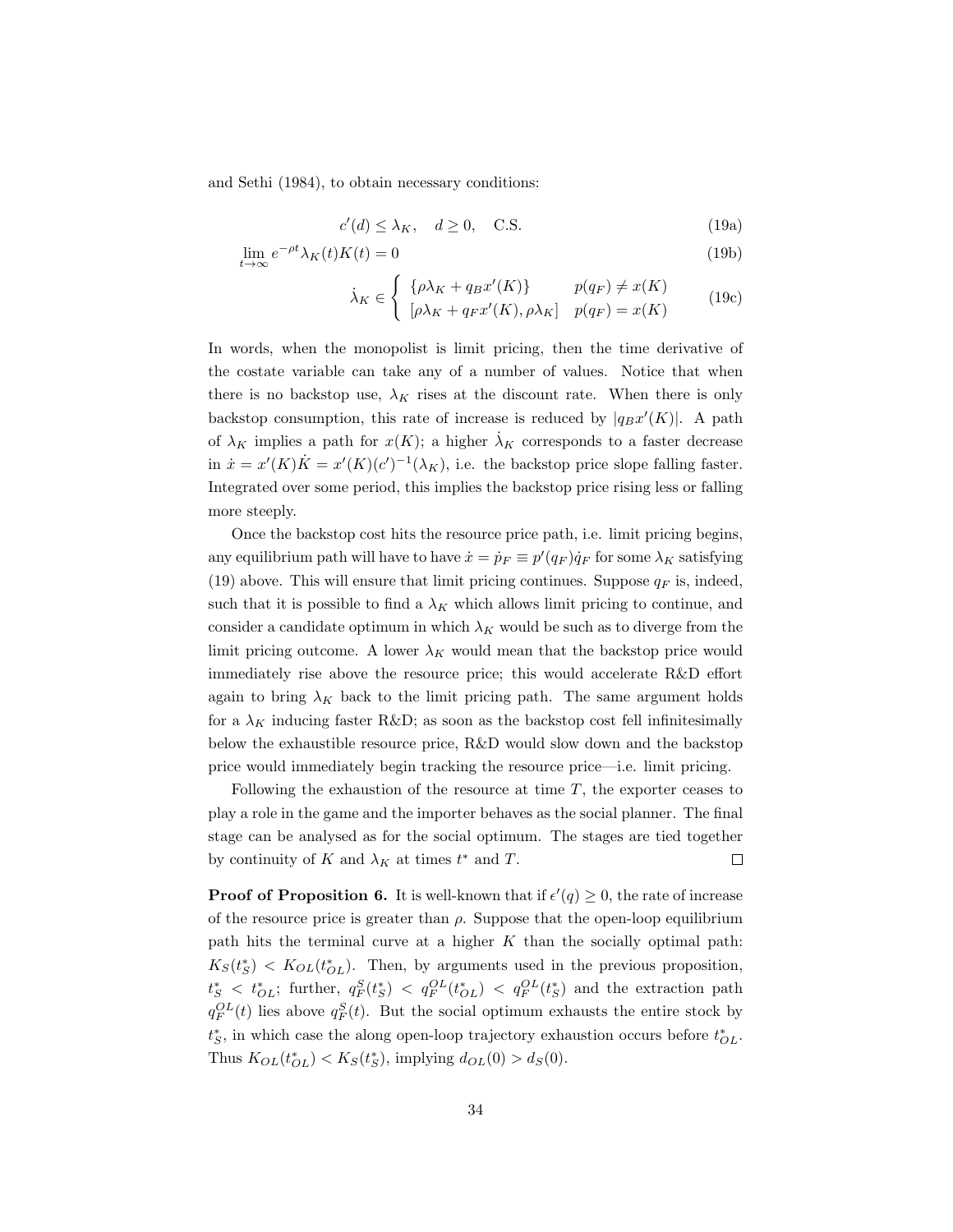and Sethi (1984), to obtain necessary conditions:

$$c'(d) \le \lambda_K, \quad d \ge 0, \quad \text{C.S.} \tag{19a}$$

$$\lim_{t\to\infty} e^{-\rho t}\lambda_K(t)K(t) = 0 \tag{19b}$$

$$\dot{\lambda}_K \in \begin{cases} \{\rho\lambda_K + q_B x'(K)\} & p(q_F) \neq x(K) \\ [\rho\lambda_K + q_F x'(K), \rho\lambda_K] & p(q_F) = x(K) \end{cases} \tag{19c}$$

In words, when the monopolist is limit pricing, then the time derivative of the costate variable can take any of a number of values. Notice that when there is no backstop use, $\lambda_K$ rises at the discount rate. When there is only backstop consumption, this rate of increase is reduced by $|q_B x'(K)|$. A path of $\lambda_K$ implies a path for $x(K)$; a higher $\dot{\lambda}_K$ corresponds to a faster decrease in $\dot{x} = x'(K)\dot{K} = x'(K)(c')^{-1}(\lambda_K)$, i.e. the backstop price slope falling faster. Integrated over some period, this implies the backstop price rising less or falling more steeply.

Once the backstop cost hits the resource price path, i.e. limit pricing begins, any equilibrium path will have to have $\dot{x} = \dot{p}_F \equiv p'(q_F)\dot{q}_F$ for some $\lambda_K$ satisfying (19) above. This will ensure that limit pricing continues. Suppose $q_F$ is, indeed, such that it is possible to find a $\lambda_K$ which allows limit pricing to continue, and consider a candidate optimum in which $\lambda_K$ would be such as to diverge from the limit pricing outcome. A lower $\lambda_K$ would mean that the backstop price would immediately rise above the resource price; this would accelerate R&D effort again to bring $\lambda_K$ back to the limit pricing path. The same argument holds for a $\lambda_K$ inducing faster R&D; as soon as the backstop cost fell infinitesimally below the exhaustible resource price, R&D would slow down and the backstop price would immediately begin tracking the resource price—i.e. limit pricing.

Following the exhaustion of the resource at time $T$, the exporter ceases to play a role in the game and the importer behaves as the social planner. The final stage can be analysed as for the social optimum. The stages are tied together by continuity of $K$ and $\lambda_K$ at times $t^*$ and $T$. □

**Proof of Proposition 6.** It is well-known that if $\epsilon'(q) \ge 0$, the rate of increase of the resource price is greater than $\rho$. Suppose that the open-loop equilibrium path hits the terminal curve at a higher $K$ than the socially optimal path: $K_S(t_S^*) < K_{OL}(t_{OL}^*)$. Then, by arguments used in the previous proposition, $t_S^* < t_{OL}^*$; further, $q_F^S(t_S^*) < q_F^{OL}(t_{OL}^*) < q_F^{OL}(t_S^*)$ and the extraction path $q_F^{OL}(t)$ lies above $q_F^S(t)$. But the social optimum exhausts the entire stock by $t_S^*$, in which case the along open-loop trajectory exhaustion occurs before $t_{OL}^*$. Thus $K_{OL}(t_{OL}^*) < K_S(t_S^*)$, implying $d_{OL}(0) > d_S(0)$.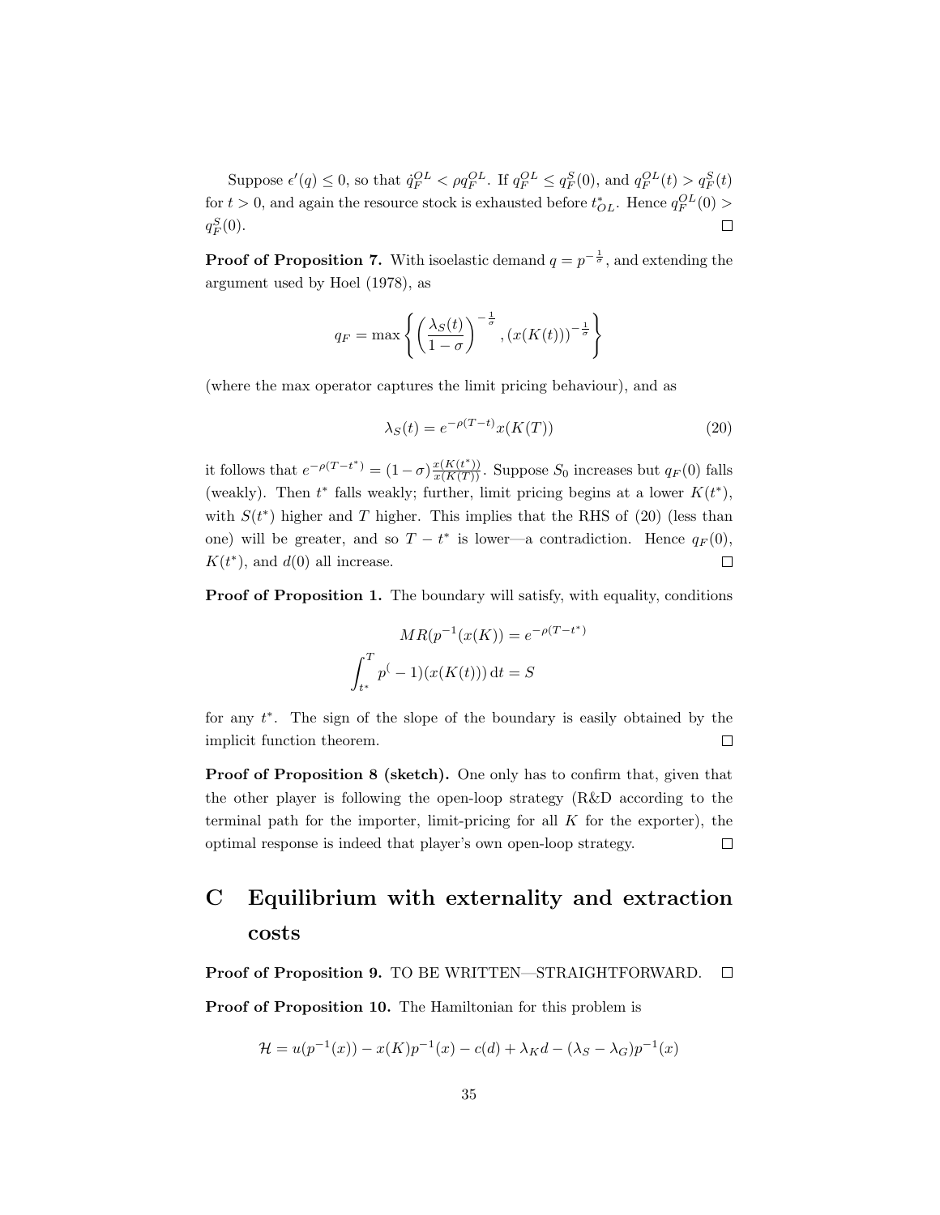Suppose $\epsilon'(q) \leq 0$, so that $\dot{q}_F^{OL} < \rho q_F^{OL}$. If $q_F^{OL} \leq q_F^S(0)$, and $q_F^{OL}(t) > q_F^S(t)$ for $t > 0$, and again the resource stock is exhausted before $t_{OL}^*$. Hence $q_F^{OL}(0) > q_F^S(0)$. ☐

**Proof of Proposition 7.** With isoelastic demand $q = p^{-\frac{1}{\sigma}}$, and extending the argument used by Hoel (1978), as

$$q_F = \max\left\{ \left(\frac{\lambda_S(t)}{1-\sigma}\right)^{-\frac{1}{\sigma}}, (x(K(t)))^{-\frac{1}{\sigma}} \right\}$$

(where the max operator captures the limit pricing behaviour), and as

$$\lambda_S(t) = e^{-\rho(T-t)} x(K(T)) \tag{20}$$

it follows that $e^{-\rho(T-t^*)} = (1-\sigma)\frac{x(K(t^*))}{x(K(T))}$. Suppose $S_0$ increases but $q_F(0)$ falls (weakly). Then $t^*$ falls weakly; further, limit pricing begins at a lower $K(t^*)$, with $S(t^*)$ higher and $T$ higher. This implies that the RHS of (20) (less than one) will be greater, and so $T - t^*$ is lower—a contradiction. Hence $q_F(0)$, $K(t^*)$, and $d(0)$ all increase. ☐

**Proof of Proposition 1.** The boundary will satisfy, with equality, conditions

$$MR(p^{-1}(x(K)) = e^{-\rho(T-t^*)}$$

$$\int_{t^*}^{T} p^{(}-1)(x(K(t)))\,\mathrm{d}t = S$$

for any $t^*$. The sign of the slope of the boundary is easily obtained by the implicit function theorem. ☐

**Proof of Proposition 8 (sketch).** One only has to confirm that, given that the other player is following the open-loop strategy (R&D according to the terminal path for the importer, limit-pricing for all $K$ for the exporter), the optimal response is indeed that player's own open-loop strategy. ☐

# C Equilibrium with externality and extraction costs

**Proof of Proposition 9.** TO BE WRITTEN—STRAIGHTFORWARD. ☐

**Proof of Proposition 10.** The Hamiltonian for this problem is

$$\mathcal{H} = u(p^{-1}(x)) - x(K)p^{-1}(x) - c(d) + \lambda_K d - (\lambda_S - \lambda_G)p^{-1}(x)$$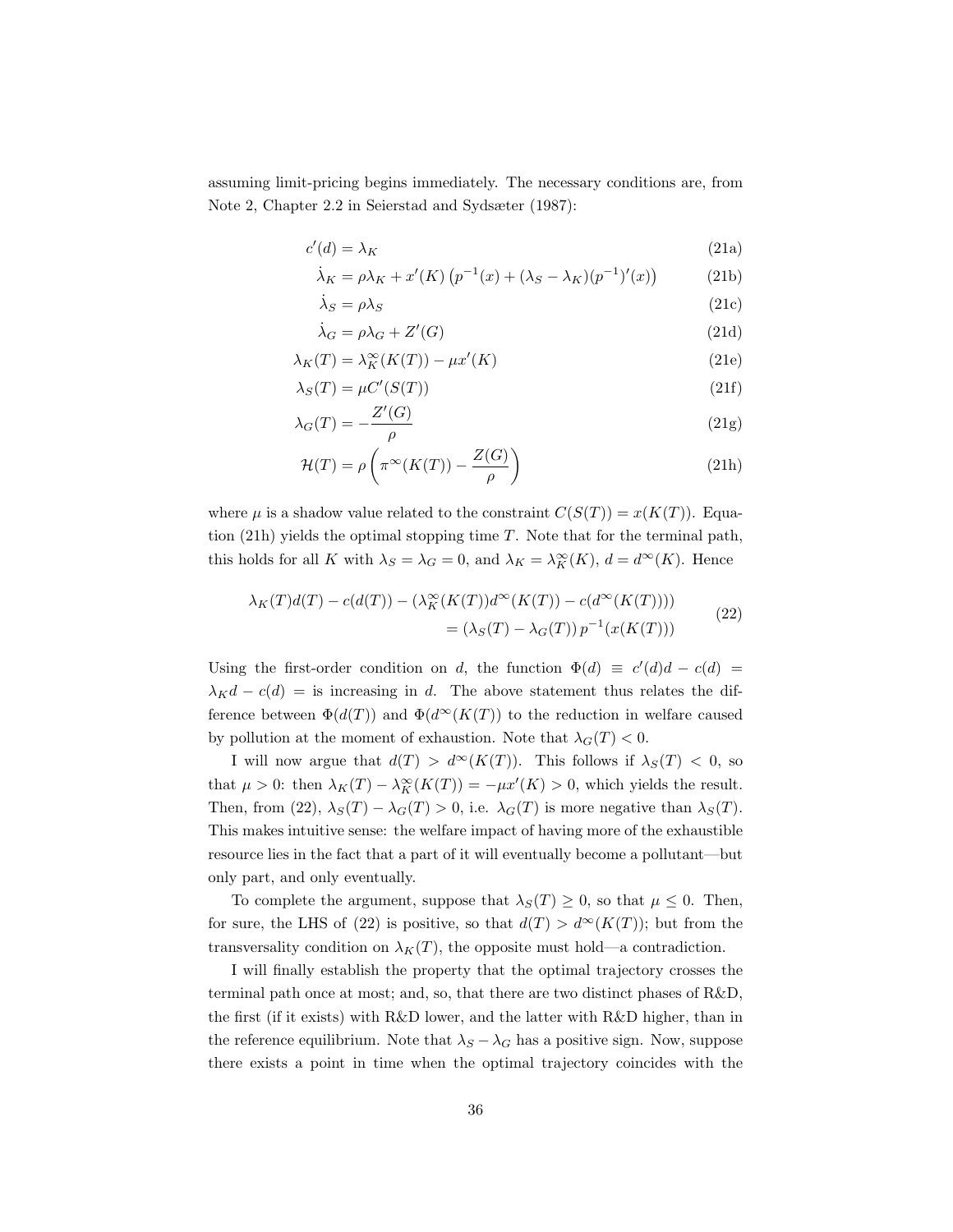assuming limit-pricing begins immediately. The necessary conditions are, from Note 2, Chapter 2.2 in Seierstad and Sydsæter (1987):

$$c'(d) = \lambda_K \tag{21a}$$

$$\dot{\lambda}_K = \rho\lambda_K + x'(K)\left(p^{-1}(x) + (\lambda_S - \lambda_K)(p^{-1})'(x)\right) \tag{21b}$$

$$\dot{\lambda}_S = \rho\lambda_S \tag{21c}$$

$$\dot{\lambda}_G = \rho\lambda_G + Z'(G) \tag{21d}$$

$$\lambda_K(T) = \lambda_K^\infty(K(T)) - \mu x'(K) \tag{21e}$$

$$\lambda_S(T) = \mu C'(S(T)) \tag{21f}$$

$$\lambda_G(T) = -\frac{Z'(G)}{\rho} \tag{21g}$$

$$\mathcal{H}(T) = \rho\left(\pi^\infty(K(T)) - \frac{Z(G)}{\rho}\right) \tag{21h}$$

where $\mu$ is a shadow value related to the constraint $C(S(T)) = x(K(T))$. Equation (21h) yields the optimal stopping time $T$. Note that for the terminal path, this holds for all $K$ with $\lambda_S = \lambda_G = 0$, and $\lambda_K = \lambda_K^\infty(K)$, $d = d^\infty(K)$. Hence

$$\begin{aligned} \lambda_K(T)d(T) - c(d(T)) - (\lambda_K^\infty(K(T))d^\infty(K(T)) - c(d^\infty(K(T)))) \\ = (\lambda_S(T) - \lambda_G(T))\, p^{-1}(x(K(T))) \end{aligned} \tag{22}$$

Using the first-order condition on $d$, the function $\Phi(d) \equiv c'(d)d - c(d) = \lambda_K d - c(d) =$ is increasing in $d$. The above statement thus relates the difference between $\Phi(d(T))$ and $\Phi(d^\infty(K(T))$ to the reduction in welfare caused by pollution at the moment of exhaustion. Note that $\lambda_G(T) < 0$.

I will now argue that $d(T) > d^\infty(K(T))$. This follows if $\lambda_S(T) < 0$, so that $\mu > 0$: then $\lambda_K(T) - \lambda_K^\infty(K(T)) = -\mu x'(K) > 0$, which yields the result. Then, from (22), $\lambda_S(T) - \lambda_G(T) > 0$, i.e. $\lambda_G(T)$ is more negative than $\lambda_S(T)$. This makes intuitive sense: the welfare impact of having more of the exhaustible resource lies in the fact that a part of it will eventually become a pollutant—but only part, and only eventually.

To complete the argument, suppose that $\lambda_S(T) \geq 0$, so that $\mu \leq 0$. Then, for sure, the LHS of (22) is positive, so that $d(T) > d^\infty(K(T))$; but from the transversality condition on $\lambda_K(T)$, the opposite must hold—a contradiction.

I will finally establish the property that the optimal trajectory crosses the terminal path once at most; and, so, that there are two distinct phases of R&D, the first (if it exists) with R&D lower, and the latter with R&D higher, than in the reference equilibrium. Note that $\lambda_S - \lambda_G$ has a positive sign. Now, suppose there exists a point in time when the optimal trajectory coincides with the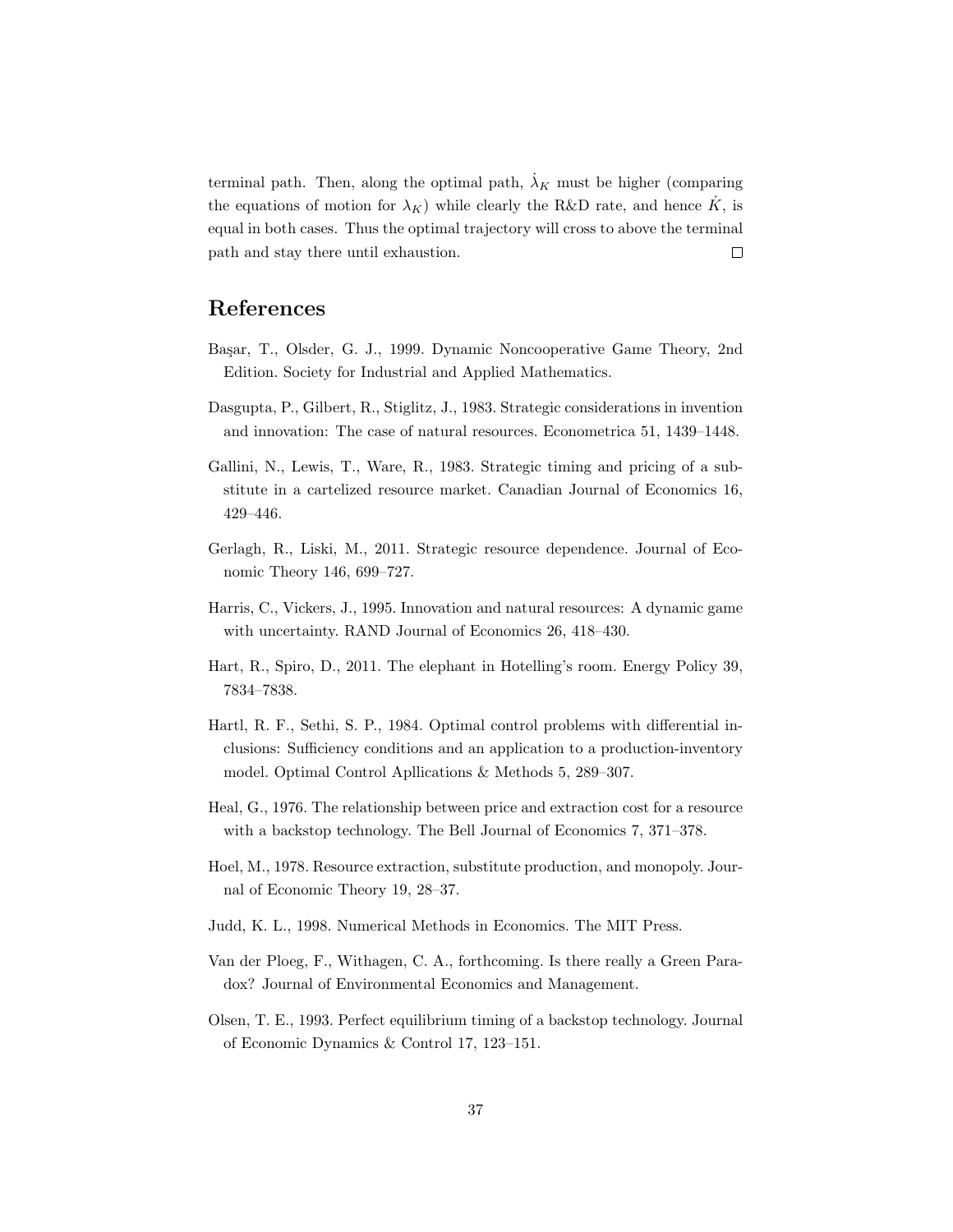terminal path. Then, along the optimal path, $\dot{\lambda}_K$ must be higher (comparing the equations of motion for $\lambda_K$) while clearly the R&D rate, and hence $\dot{K}$, is equal in both cases. Thus the optimal trajectory will cross to above the terminal path and stay there until exhaustion. □

## References

Başar, T., Olsder, G. J., 1999. Dynamic Noncooperative Game Theory, 2nd Edition. Society for Industrial and Applied Mathematics.

Dasgupta, P., Gilbert, R., Stiglitz, J., 1983. Strategic considerations in invention and innovation: The case of natural resources. Econometrica 51, 1439–1448.

Gallini, N., Lewis, T., Ware, R., 1983. Strategic timing and pricing of a substitute in a cartelized resource market. Canadian Journal of Economics 16, 429–446.

Gerlagh, R., Liski, M., 2011. Strategic resource dependence. Journal of Economic Theory 146, 699–727.

Harris, C., Vickers, J., 1995. Innovation and natural resources: A dynamic game with uncertainty. RAND Journal of Economics 26, 418–430.

Hart, R., Spiro, D., 2011. The elephant in Hotelling's room. Energy Policy 39, 7834–7838.

Hartl, R. F., Sethi, S. P., 1984. Optimal control problems with differential inclusions: Sufficiency conditions and an application to a production-inventory model. Optimal Control Apllications & Methods 5, 289–307.

Heal, G., 1976. The relationship between price and extraction cost for a resource with a backstop technology. The Bell Journal of Economics 7, 371–378.

Hoel, M., 1978. Resource extraction, substitute production, and monopoly. Journal of Economic Theory 19, 28–37.

Judd, K. L., 1998. Numerical Methods in Economics. The MIT Press.

Van der Ploeg, F., Withagen, C. A., forthcoming. Is there really a Green Paradox? Journal of Environmental Economics and Management.

Olsen, T. E., 1993. Perfect equilibrium timing of a backstop technology. Journal of Economic Dynamics & Control 17, 123–151.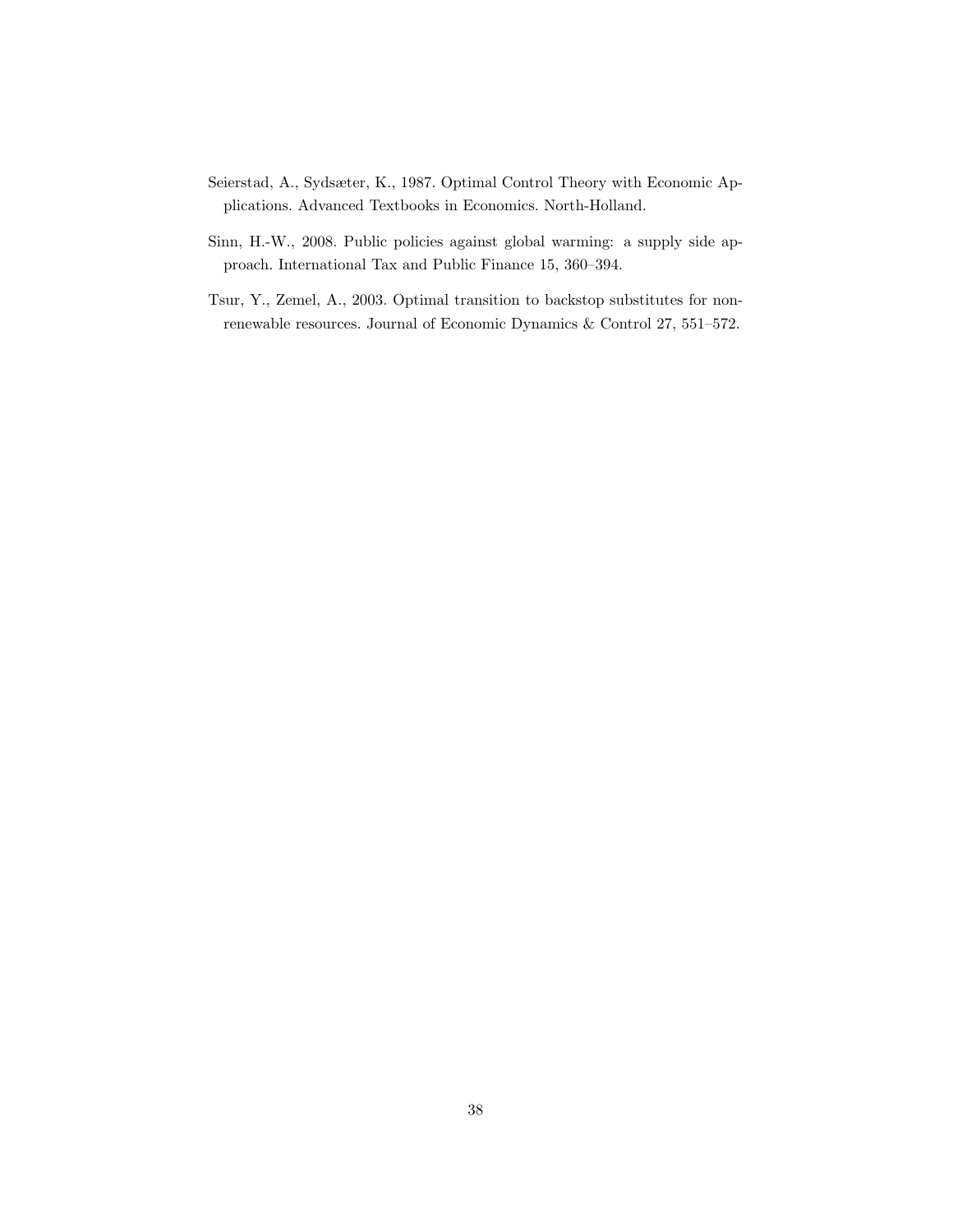Seierstad, A., Sydsæter, K., 1987. Optimal Control Theory with Economic Applications. Advanced Textbooks in Economics. North-Holland.

Sinn, H.-W., 2008. Public policies against global warming: a supply side approach. International Tax and Public Finance 15, 360–394.

Tsur, Y., Zemel, A., 2003. Optimal transition to backstop substitutes for nonrenewable resources. Journal of Economic Dynamics & Control 27, 551–572.